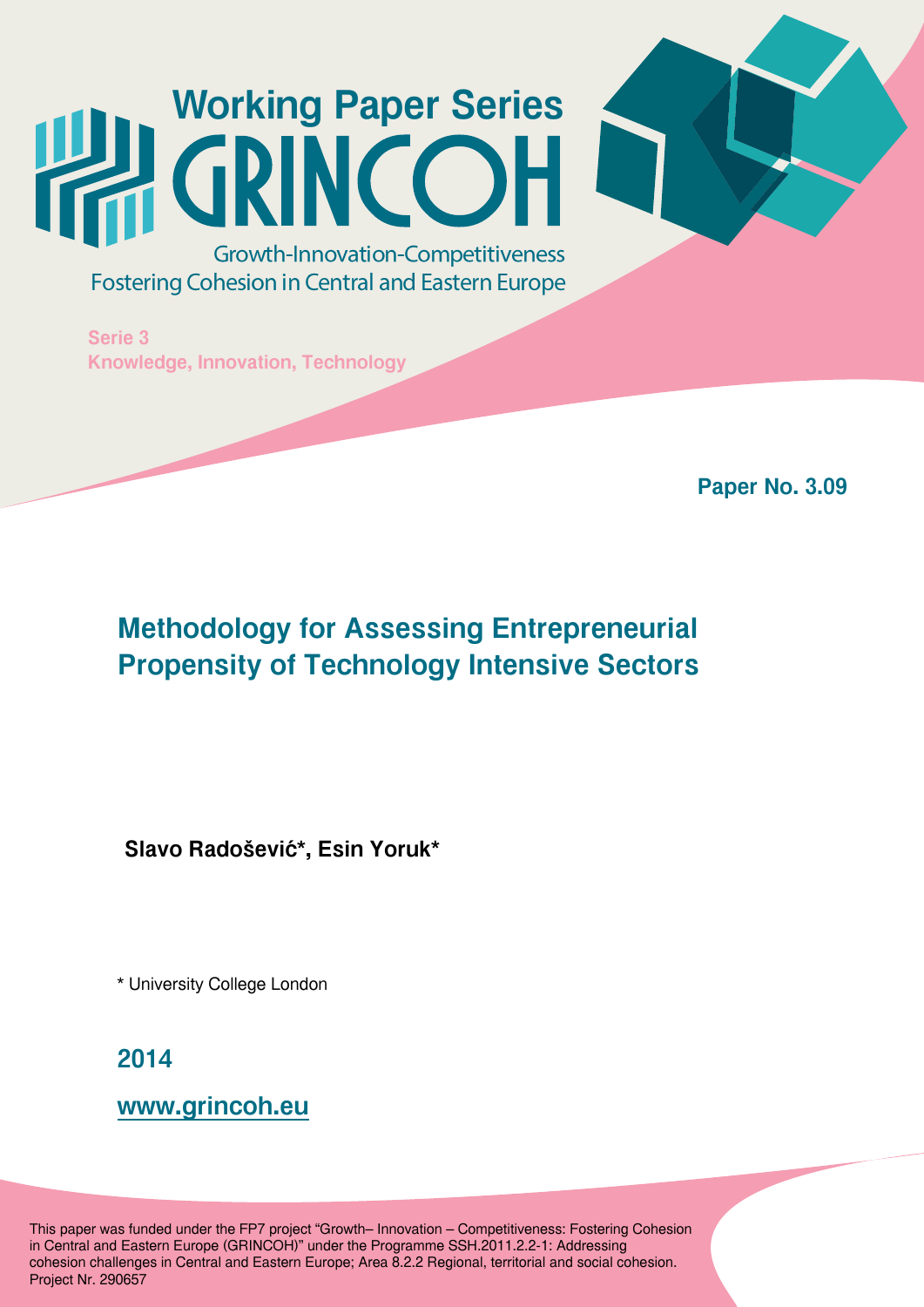# Working Paper Series GRINCOH

Growth-Innovation-Competitiveness
Fostering Cohesion in Central and Eastern Europe

Serie 3
Knowledge, Innovation, Technology

**Paper No. 3.09**

## Methodology for Assessing Entrepreneurial Propensity of Technology Intensive Sectors

**Slavo Radošević\*, Esin Yoruk\***

\* University College London

**2014**

**www.grincoh.eu**

This paper was funded under the FP7 project "Growth– Innovation – Competitiveness: Fostering Cohesion in Central and Eastern Europe (GRINCOH)" under the Programme SSH.2011.2.2-1: Addressing cohesion challenges in Central and Eastern Europe; Area 8.2.2 Regional, territorial and social cohesion. Project Nr. 290657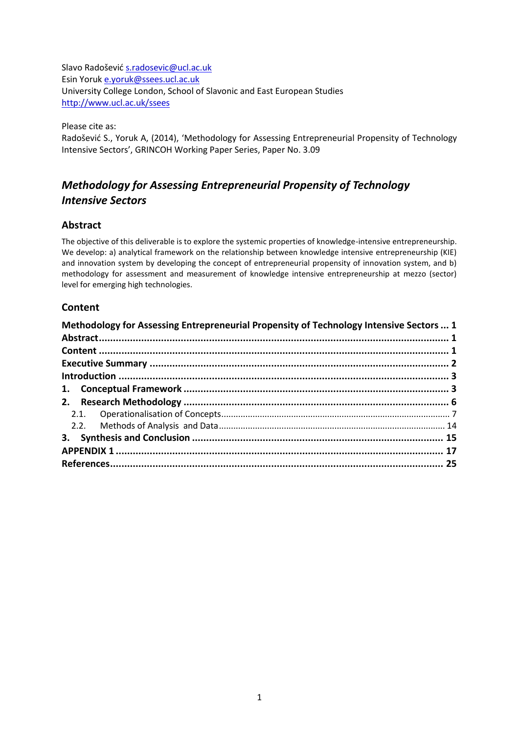Slavo Radošević s.radosevic@ucl.ac.uk
Esin Yoruk e.yoruk@ssees.ucl.ac.uk
University College London, School of Slavonic and East European Studies
http://www.ucl.ac.uk/ssees

Please cite as:
Radošević S., Yoruk A, (2014), 'Methodology for Assessing Entrepreneurial Propensity of Technology Intensive Sectors', GRINCOH Working Paper Series, Paper No. 3.09

# *Methodology for Assessing Entrepreneurial Propensity of Technology Intensive Sectors*

## Abstract

The objective of this deliverable is to explore the systemic properties of knowledge-intensive entrepreneurship. We develop: a) analytical framework on the relationship between knowledge intensive entrepreneurship (KIE) and innovation system by developing the concept of entrepreneurial propensity of innovation system, and b) methodology for assessment and measurement of knowledge intensive entrepreneurship at mezzo (sector) level for emerging high technologies.

## Content

**Methodology for Assessing Entrepreneurial Propensity of Technology Intensive Sectors ... 1**
**Abstract ... 1**
**Content ... 1**
**Executive Summary ... 2**
**Introduction ... 3**
**1. Conceptual Framework ... 3**
**2. Research Methodology ... 6**
2.1. Operationalisation of Concepts ... 7
2.2. Methods of Analysis and Data ... 14
**3. Synthesis and Conclusion ... 15**
**APPENDIX 1 ... 17**
**References ... 25**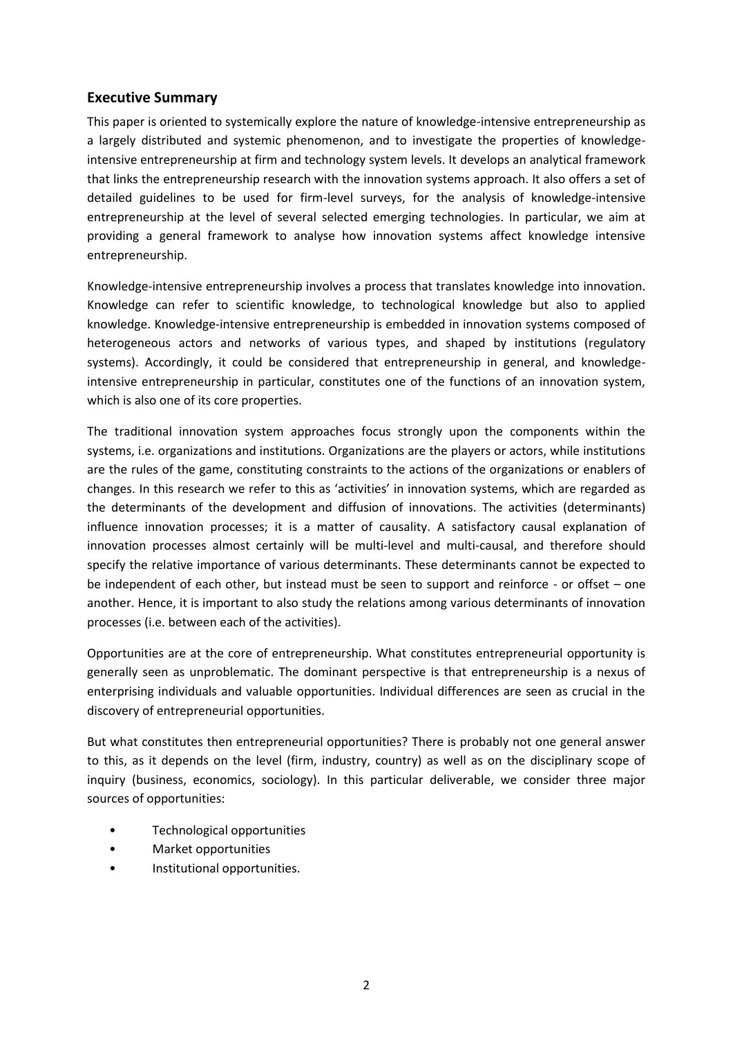## Executive Summary

This paper is oriented to systemically explore the nature of knowledge-intensive entrepreneurship as a largely distributed and systemic phenomenon, and to investigate the properties of knowledge-intensive entrepreneurship at firm and technology system levels. It develops an analytical framework that links the entrepreneurship research with the innovation systems approach. It also offers a set of detailed guidelines to be used for firm-level surveys, for the analysis of knowledge-intensive entrepreneurship at the level of several selected emerging technologies. In particular, we aim at providing a general framework to analyse how innovation systems affect knowledge intensive entrepreneurship.

Knowledge-intensive entrepreneurship involves a process that translates knowledge into innovation. Knowledge can refer to scientific knowledge, to technological knowledge but also to applied knowledge. Knowledge-intensive entrepreneurship is embedded in innovation systems composed of heterogeneous actors and networks of various types, and shaped by institutions (regulatory systems). Accordingly, it could be considered that entrepreneurship in general, and knowledge-intensive entrepreneurship in particular, constitutes one of the functions of an innovation system, which is also one of its core properties.

The traditional innovation system approaches focus strongly upon the components within the systems, i.e. organizations and institutions. Organizations are the players or actors, while institutions are the rules of the game, constituting constraints to the actions of the organizations or enablers of changes. In this research we refer to this as 'activities' in innovation systems, which are regarded as the determinants of the development and diffusion of innovations. The activities (determinants) influence innovation processes; it is a matter of causality. A satisfactory causal explanation of innovation processes almost certainly will be multi-level and multi-causal, and therefore should specify the relative importance of various determinants. These determinants cannot be expected to be independent of each other, but instead must be seen to support and reinforce - or offset – one another. Hence, it is important to also study the relations among various determinants of innovation processes (i.e. between each of the activities).

Opportunities are at the core of entrepreneurship. What constitutes entrepreneurial opportunity is generally seen as unproblematic. The dominant perspective is that entrepreneurship is a nexus of enterprising individuals and valuable opportunities. Individual differences are seen as crucial in the discovery of entrepreneurial opportunities.

But what constitutes then entrepreneurial opportunities? There is probably not one general answer to this, as it depends on the level (firm, industry, country) as well as on the disciplinary scope of inquiry (business, economics, sociology). In this particular deliverable, we consider three major sources of opportunities:

- Technological opportunities
- Market opportunities
- Institutional opportunities.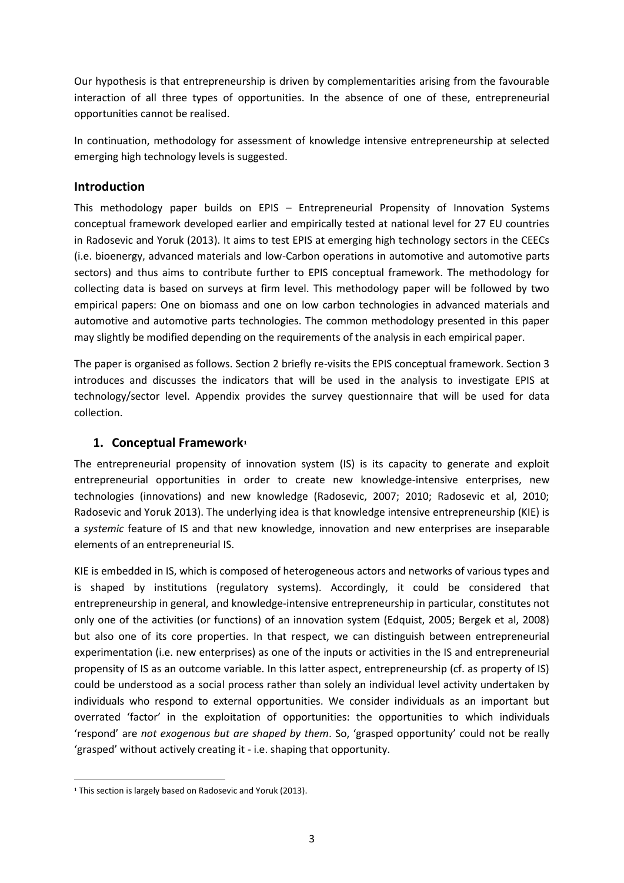Our hypothesis is that entrepreneurship is driven by complementarities arising from the favourable interaction of all three types of opportunities. In the absence of one of these, entrepreneurial opportunities cannot be realised.

In continuation, methodology for assessment of knowledge intensive entrepreneurship at selected emerging high technology levels is suggested.

## Introduction

This methodology paper builds on EPIS – Entrepreneurial Propensity of Innovation Systems conceptual framework developed earlier and empirically tested at national level for 27 EU countries in Radosevic and Yoruk (2013). It aims to test EPIS at emerging high technology sectors in the CEECs (i.e. bioenergy, advanced materials and low-Carbon operations in automotive and automotive parts sectors) and thus aims to contribute further to EPIS conceptual framework. The methodology for collecting data is based on surveys at firm level. This methodology paper will be followed by two empirical papers: One on biomass and one on low carbon technologies in advanced materials and automotive and automotive parts technologies. The common methodology presented in this paper may slightly be modified depending on the requirements of the analysis in each empirical paper.

The paper is organised as follows. Section 2 briefly re-visits the EPIS conceptual framework. Section 3 introduces and discusses the indicators that will be used in the analysis to investigate EPIS at technology/sector level. Appendix provides the survey questionnaire that will be used for data collection.

## 1. Conceptual Framework[1]

The entrepreneurial propensity of innovation system (IS) is its capacity to generate and exploit entrepreneurial opportunities in order to create new knowledge-intensive enterprises, new technologies (innovations) and new knowledge (Radosevic, 2007; 2010; Radosevic et al, 2010; Radosevic and Yoruk 2013). The underlying idea is that knowledge intensive entrepreneurship (KIE) is a *systemic* feature of IS and that new knowledge, innovation and new enterprises are inseparable elements of an entrepreneurial IS.

KIE is embedded in IS, which is composed of heterogeneous actors and networks of various types and is shaped by institutions (regulatory systems). Accordingly, it could be considered that entrepreneurship in general, and knowledge-intensive entrepreneurship in particular, constitutes not only one of the activities (or functions) of an innovation system (Edquist, 2005; Bergek et al, 2008) but also one of its core properties. In that respect, we can distinguish between entrepreneurial experimentation (i.e. new enterprises) as one of the inputs or activities in the IS and entrepreneurial propensity of IS as an outcome variable. In this latter aspect, entrepreneurship (cf. as property of IS) could be understood as a social process rather than solely an individual level activity undertaken by individuals who respond to external opportunities. We consider individuals as an important but overrated 'factor' in the exploitation of opportunities: the opportunities to which individuals 'respond' are *not exogenous but are shaped by them*. So, 'grasped opportunity' could not be really 'grasped' without actively creating it - i.e. shaping that opportunity.

[1] This section is largely based on Radosevic and Yoruk (2013).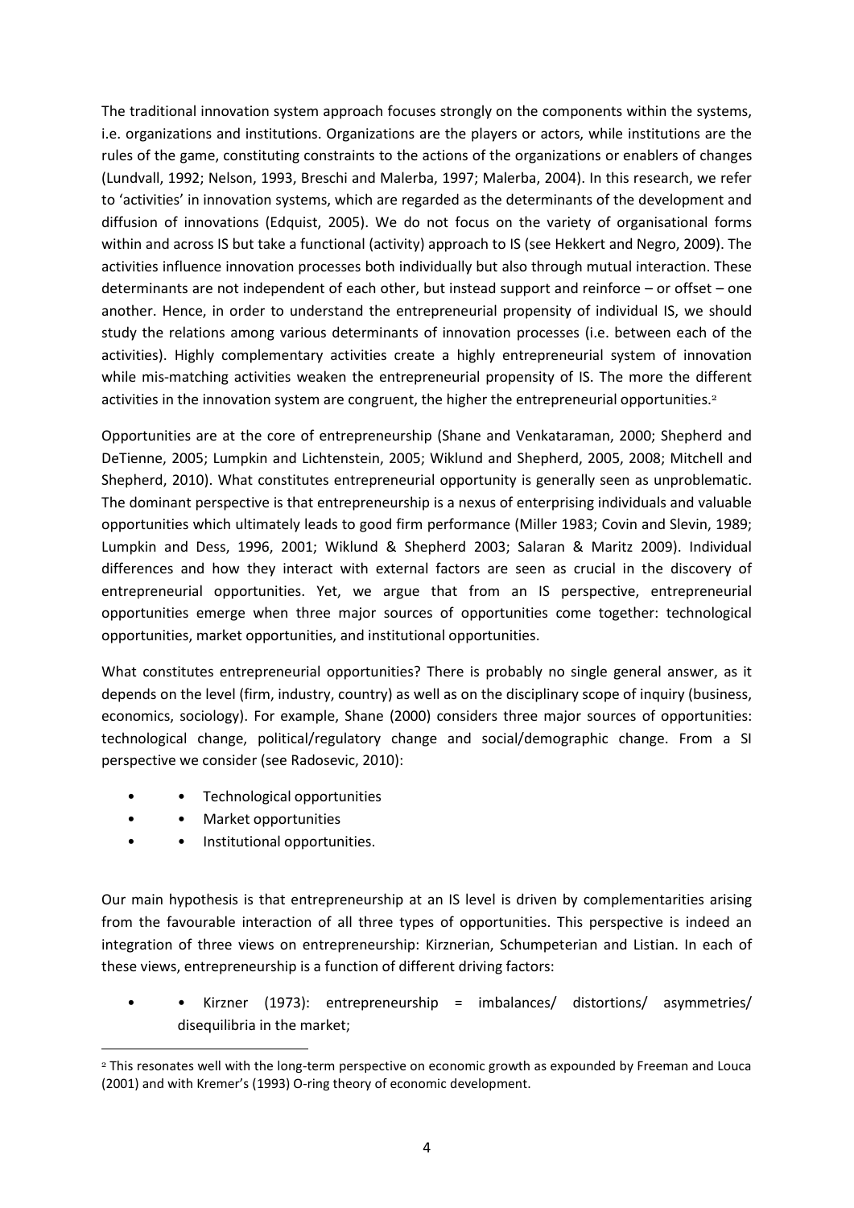The traditional innovation system approach focuses strongly on the components within the systems, i.e. organizations and institutions. Organizations are the players or actors, while institutions are the rules of the game, constituting constraints to the actions of the organizations or enablers of changes (Lundvall, 1992; Nelson, 1993, Breschi and Malerba, 1997; Malerba, 2004). In this research, we refer to 'activities' in innovation systems, which are regarded as the determinants of the development and diffusion of innovations (Edquist, 2005). We do not focus on the variety of organisational forms within and across IS but take a functional (activity) approach to IS (see Hekkert and Negro, 2009). The activities influence innovation processes both individually but also through mutual interaction. These determinants are not independent of each other, but instead support and reinforce – or offset – one another. Hence, in order to understand the entrepreneurial propensity of individual IS, we should study the relations among various determinants of innovation processes (i.e. between each of the activities). Highly complementary activities create a highly entrepreneurial system of innovation while mis-matching activities weaken the entrepreneurial propensity of IS. The more the different activities in the innovation system are congruent, the higher the entrepreneurial opportunities.[2]

Opportunities are at the core of entrepreneurship (Shane and Venkataraman, 2000; Shepherd and DeTienne, 2005; Lumpkin and Lichtenstein, 2005; Wiklund and Shepherd, 2005, 2008; Mitchell and Shepherd, 2010). What constitutes entrepreneurial opportunity is generally seen as unproblematic. The dominant perspective is that entrepreneurship is a nexus of enterprising individuals and valuable opportunities which ultimately leads to good firm performance (Miller 1983; Covin and Slevin, 1989; Lumpkin and Dess, 1996, 2001; Wiklund & Shepherd 2003; Salaran & Maritz 2009). Individual differences and how they interact with external factors are seen as crucial in the discovery of entrepreneurial opportunities. Yet, we argue that from an IS perspective, entrepreneurial opportunities emerge when three major sources of opportunities come together: technological opportunities, market opportunities, and institutional opportunities.

What constitutes entrepreneurial opportunities? There is probably no single general answer, as it depends on the level (firm, industry, country) as well as on the disciplinary scope of inquiry (business, economics, sociology). For example, Shane (2000) considers three major sources of opportunities: technological change, political/regulatory change and social/demographic change. From a SI perspective we consider (see Radosevic, 2010):

- Technological opportunities
- Market opportunities
- Institutional opportunities.

Our main hypothesis is that entrepreneurship at an IS level is driven by complementarities arising from the favourable interaction of all three types of opportunities. This perspective is indeed an integration of three views on entrepreneurship: Kirznerian, Schumpeterian and Listian. In each of these views, entrepreneurship is a function of different driving factors:

- Kirzner (1973): entrepreneurship = imbalances/ distortions/ asymmetries/ disequilibria in the market;

[2] This resonates well with the long-term perspective on economic growth as expounded by Freeman and Louca (2001) and with Kremer's (1993) O-ring theory of economic development.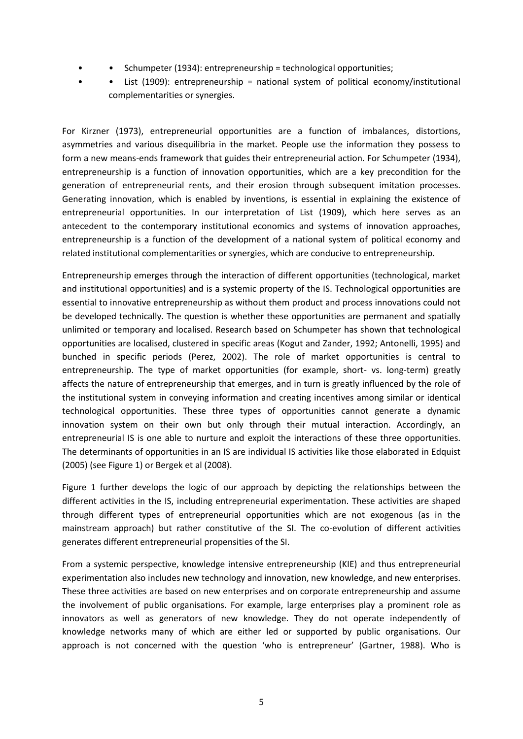- Schumpeter (1934): entrepreneurship = technological opportunities;
- List (1909): entrepreneurship = national system of political economy/institutional complementarities or synergies.

For Kirzner (1973), entrepreneurial opportunities are a function of imbalances, distortions, asymmetries and various disequilibria in the market. People use the information they possess to form a new means-ends framework that guides their entrepreneurial action. For Schumpeter (1934), entrepreneurship is a function of innovation opportunities, which are a key precondition for the generation of entrepreneurial rents, and their erosion through subsequent imitation processes. Generating innovation, which is enabled by inventions, is essential in explaining the existence of entrepreneurial opportunities. In our interpretation of List (1909), which here serves as an antecedent to the contemporary institutional economics and systems of innovation approaches, entrepreneurship is a function of the development of a national system of political economy and related institutional complementarities or synergies, which are conducive to entrepreneurship.

Entrepreneurship emerges through the interaction of different opportunities (technological, market and institutional opportunities) and is a systemic property of the IS. Technological opportunities are essential to innovative entrepreneurship as without them product and process innovations could not be developed technically. The question is whether these opportunities are permanent and spatially unlimited or temporary and localised. Research based on Schumpeter has shown that technological opportunities are localised, clustered in specific areas (Kogut and Zander, 1992; Antonelli, 1995) and bunched in specific periods (Perez, 2002). The role of market opportunities is central to entrepreneurship. The type of market opportunities (for example, short- vs. long-term) greatly affects the nature of entrepreneurship that emerges, and in turn is greatly influenced by the role of the institutional system in conveying information and creating incentives among similar or identical technological opportunities. These three types of opportunities cannot generate a dynamic innovation system on their own but only through their mutual interaction. Accordingly, an entrepreneurial IS is one able to nurture and exploit the interactions of these three opportunities. The determinants of opportunities in an IS are individual IS activities like those elaborated in Edquist (2005) (see Figure 1) or Bergek et al (2008).

Figure 1 further develops the logic of our approach by depicting the relationships between the different activities in the IS, including entrepreneurial experimentation. These activities are shaped through different types of entrepreneurial opportunities which are not exogenous (as in the mainstream approach) but rather constitutive of the SI. The co-evolution of different activities generates different entrepreneurial propensities of the SI.

From a systemic perspective, knowledge intensive entrepreneurship (KIE) and thus entrepreneurial experimentation also includes new technology and innovation, new knowledge, and new enterprises. These three activities are based on new enterprises and on corporate entrepreneurship and assume the involvement of public organisations. For example, large enterprises play a prominent role as innovators as well as generators of new knowledge. They do not operate independently of knowledge networks many of which are either led or supported by public organisations. Our approach is not concerned with the question 'who is entrepreneur' (Gartner, 1988). Who is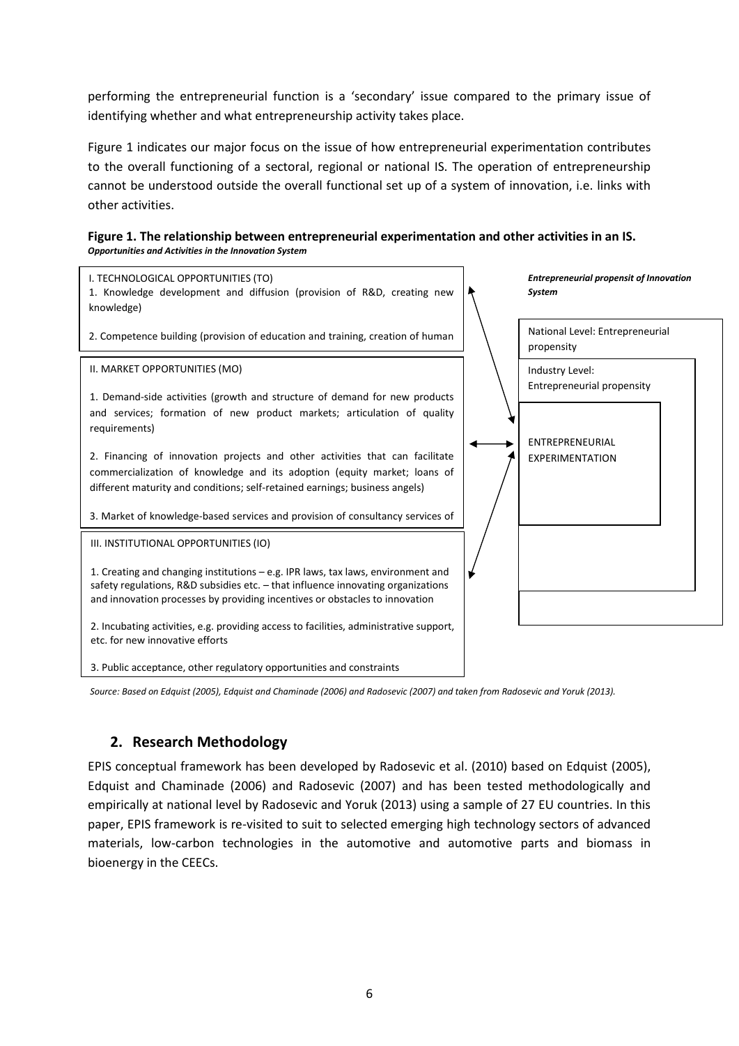performing the entrepreneurial function is a 'secondary' issue compared to the primary issue of identifying whether and what entrepreneurship activity takes place.

Figure 1 indicates our major focus on the issue of how entrepreneurial experimentation contributes to the overall functioning of a sectoral, regional or national IS. The operation of entrepreneurship cannot be understood outside the overall functional set up of a system of innovation, i.e. links with other activities.

**Figure 1. The relationship between entrepreneurial experimentation and other activities in an IS.**
***Opportunities and Activities in the Innovation System***

I. TECHNOLOGICAL OPPORTUNITIES (TO)
1. Knowledge development and diffusion (provision of R&D, creating new knowledge)

2. Competence building (provision of education and training, creation of human

II. MARKET OPPORTUNITIES (MO)

1. Demand-side activities (growth and structure of demand for new products and services; formation of new product markets; articulation of quality requirements)

2. Financing of innovation projects and other activities that can facilitate commercialization of knowledge and its adoption (equity market; loans of different maturity and conditions; self-retained earnings; business angels)

3. Market of knowledge-based services and provision of consultancy services of

III. INSTITUTIONAL OPPORTUNITIES (IO)

1. Creating and changing institutions – e.g. IPR laws, tax laws, environment and safety regulations, R&D subsidies etc. – that influence innovating organizations and innovation processes by providing incentives or obstacles to innovation

2. Incubating activities, e.g. providing access to facilities, administrative support, etc. for new innovative efforts

3. Public acceptance, other regulatory opportunities and constraints

***Entrepreneurial propensit of Innovation System***

National Level: Entrepreneurial propensity

Industry Level: Entrepreneurial propensity

ENTREPRENEURIAL EXPERIMENTATION

*Source: Based on Edquist (2005), Edquist and Chaminade (2006) and Radosevic (2007) and taken from Radosevic and Yoruk (2013).*

## 2. Research Methodology

EPIS conceptual framework has been developed by Radosevic et al. (2010) based on Edquist (2005), Edquist and Chaminade (2006) and Radosevic (2007) and has been tested methodologically and empirically at national level by Radosevic and Yoruk (2013) using a sample of 27 EU countries. In this paper, EPIS framework is re-visited to suit to selected emerging high technology sectors of advanced materials, low-carbon technologies in the automotive and automotive parts and biomass in bioenergy in the CEECs.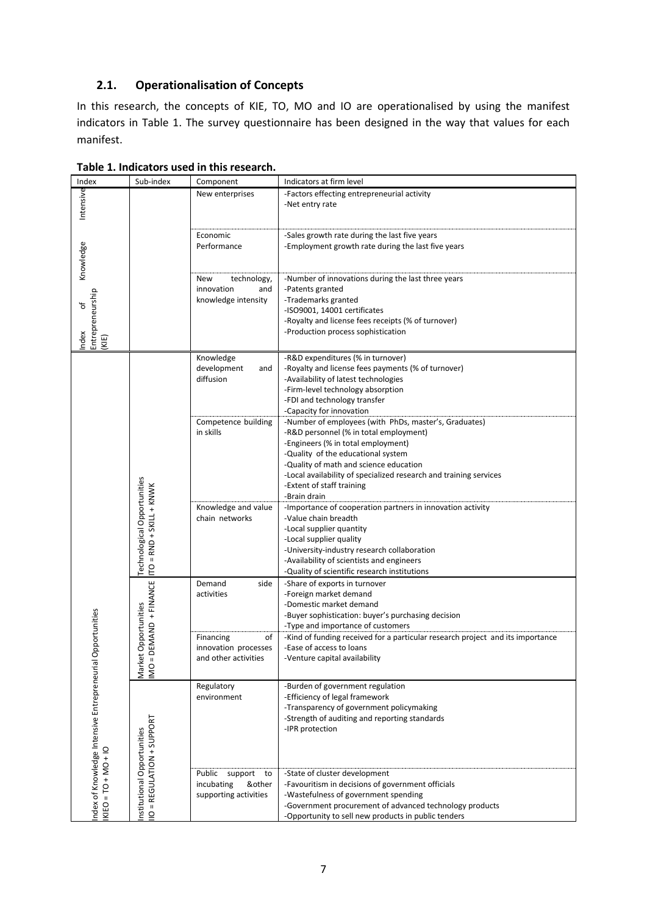### 2.1. Operationalisation of Concepts

In this research, the concepts of KIE, TO, MO and IO are operationalised by using the manifest indicators in Table 1. The survey questionnaire has been designed in the way that values for each manifest.

**Table 1. Indicators used in this research.**

| Index | Sub-index | Component | Indicators at firm level |
|---|---|---|---|
| Index of Knowledge Intensive Entrepreneurship (KIE) | | New enterprises | -Factors effecting entrepreneurial activity<br>-Net entry rate |
| | | Economic Performance | -Sales growth rate during the last five years<br>-Employment growth rate during the last five years |
| | | New technology, innovation and knowledge intensity | -Number of innovations during the last three years<br>-Patents granted<br>-Trademarks granted<br>-ISO9001, 14001 certificates<br>-Royalty and license fees receipts (% of turnover)<br>-Production process sophistication |
| Index of Knowledge Intensive Entrepreneurial Opportunities IKIEO = TO + MO + IO | Technological Opportunities ITO = RND + SKILL + KNWK | Knowledge development and diffusion | -R&D expenditures (% in turnover)<br>-Royalty and license fees payments (% of turnover)<br>-Availability of latest technologies<br>-Firm-level technology absorption<br>-FDI and technology transfer<br>-Capacity for innovation |
| | | Competence building in skills | -Number of employees (with PhDs, master's, Graduates)<br>-R&D personnel (% in total employment)<br>-Engineers (% in total employment)<br>-Quality of the educational system<br>-Quality of math and science education<br>-Local availability of specialized research and training services<br>-Extent of staff training<br>-Brain drain |
| | | Knowledge and value chain networks | -Importance of cooperation partners in innovation activity<br>-Value chain breadth<br>-Local supplier quantity<br>-Local supplier quality<br>-University-industry research collaboration<br>-Availability of scientists and engineers<br>-Quality of scientific research institutions |
| | Market Opportunities IMO = DEMAND + FINANCE | Demand side activities | -Share of exports in turnover<br>-Foreign market demand<br>-Domestic market demand<br>-Buyer sophistication: buyer's purchasing decision<br>-Type and importance of customers |
| | | Financing of innovation processes and other activities | -Kind of funding received for a particular research project and its importance<br>-Ease of access to loans<br>-Venture capital availability |
| | Institutional Opportunities IIO = REGULATION + SUPPORT | Regulatory environment | -Burden of government regulation<br>-Efficiency of legal framework<br>-Transparency of government policymaking<br>-Strength of auditing and reporting standards<br>-IPR protection |
| | | Public support to incubating &other supporting activities | -State of cluster development<br>-Favouritism in decisions of government officials<br>-Wastefulness of government spending<br>-Government procurement of advanced technology products<br>-Opportunity to sell new products in public tenders |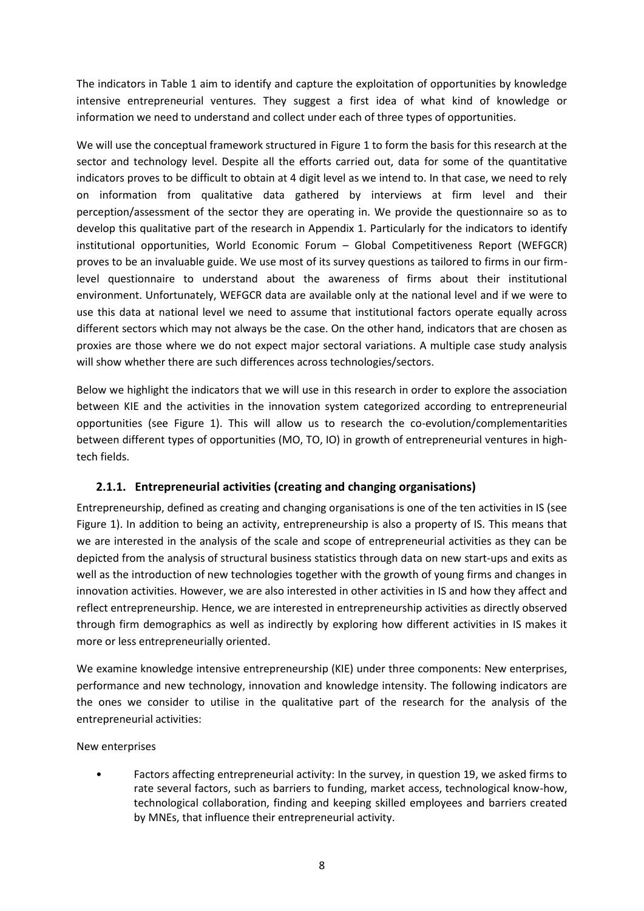The indicators in Table 1 aim to identify and capture the exploitation of opportunities by knowledge intensive entrepreneurial ventures. They suggest a first idea of what kind of knowledge or information we need to understand and collect under each of three types of opportunities.

We will use the conceptual framework structured in Figure 1 to form the basis for this research at the sector and technology level. Despite all the efforts carried out, data for some of the quantitative indicators proves to be difficult to obtain at 4 digit level as we intend to. In that case, we need to rely on information from qualitative data gathered by interviews at firm level and their perception/assessment of the sector they are operating in. We provide the questionnaire so as to develop this qualitative part of the research in Appendix 1. Particularly for the indicators to identify institutional opportunities, World Economic Forum – Global Competitiveness Report (WEFGCR) proves to be an invaluable guide. We use most of its survey questions as tailored to firms in our firm-level questionnaire to understand about the awareness of firms about their institutional environment. Unfortunately, WEFGCR data are available only at the national level and if we were to use this data at national level we need to assume that institutional factors operate equally across different sectors which may not always be the case. On the other hand, indicators that are chosen as proxies are those where we do not expect major sectoral variations. A multiple case study analysis will show whether there are such differences across technologies/sectors.

Below we highlight the indicators that we will use in this research in order to explore the association between KIE and the activities in the innovation system categorized according to entrepreneurial opportunities (see Figure 1). This will allow us to research the co-evolution/complementarities between different types of opportunities (MO, TO, IO) in growth of entrepreneurial ventures in high-tech fields.

### 2.1.1. Entrepreneurial activities (creating and changing organisations)

Entrepreneurship, defined as creating and changing organisations is one of the ten activities in IS (see Figure 1). In addition to being an activity, entrepreneurship is also a property of IS. This means that we are interested in the analysis of the scale and scope of entrepreneurial activities as they can be depicted from the analysis of structural business statistics through data on new start-ups and exits as well as the introduction of new technologies together with the growth of young firms and changes in innovation activities. However, we are also interested in other activities in IS and how they affect and reflect entrepreneurship. Hence, we are interested in entrepreneurship activities as directly observed through firm demographics as well as indirectly by exploring how different activities in IS makes it more or less entrepreneurially oriented.

We examine knowledge intensive entrepreneurship (KIE) under three components: New enterprises, performance and new technology, innovation and knowledge intensity. The following indicators are the ones we consider to utilise in the qualitative part of the research for the analysis of the entrepreneurial activities:

New enterprises

- Factors affecting entrepreneurial activity: In the survey, in question 19, we asked firms to rate several factors, such as barriers to funding, market access, technological know-how, technological collaboration, finding and keeping skilled employees and barriers created by MNEs, that influence their entrepreneurial activity.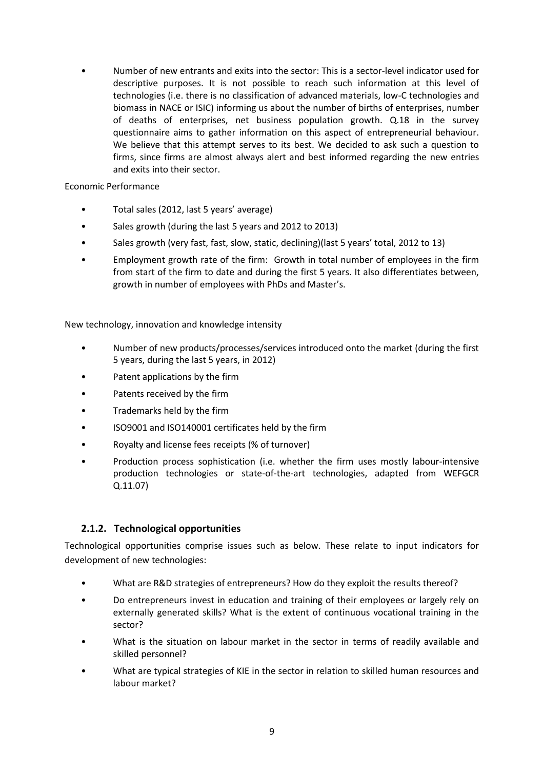- Number of new entrants and exits into the sector: This is a sector-level indicator used for descriptive purposes. It is not possible to reach such information at this level of technologies (i.e. there is no classification of advanced materials, low-C technologies and biomass in NACE or ISIC) informing us about the number of births of enterprises, number of deaths of enterprises, net business population growth. Q.18 in the survey questionnaire aims to gather information on this aspect of entrepreneurial behaviour. We believe that this attempt serves to its best. We decided to ask such a question to firms, since firms are almost always alert and best informed regarding the new entries and exits into their sector.

Economic Performance

- Total sales (2012, last 5 years' average)
- Sales growth (during the last 5 years and 2012 to 2013)
- Sales growth (very fast, fast, slow, static, declining)(last 5 years' total, 2012 to 13)
- Employment growth rate of the firm: Growth in total number of employees in the firm from start of the firm to date and during the first 5 years. It also differentiates between, growth in number of employees with PhDs and Master's.

New technology, innovation and knowledge intensity

- Number of new products/processes/services introduced onto the market (during the first 5 years, during the last 5 years, in 2012)
- Patent applications by the firm
- Patents received by the firm
- Trademarks held by the firm
- ISO9001 and ISO140001 certificates held by the firm
- Royalty and license fees receipts (% of turnover)
- Production process sophistication (i.e. whether the firm uses mostly labour-intensive production technologies or state-of-the-art technologies, adapted from WEFGCR Q.11.07)

### 2.1.2. Technological opportunities

Technological opportunities comprise issues such as below. These relate to input indicators for development of new technologies:

- What are R&D strategies of entrepreneurs? How do they exploit the results thereof?
- Do entrepreneurs invest in education and training of their employees or largely rely on externally generated skills? What is the extent of continuous vocational training in the sector?
- What is the situation on labour market in the sector in terms of readily available and skilled personnel?
- What are typical strategies of KIE in the sector in relation to skilled human resources and labour market?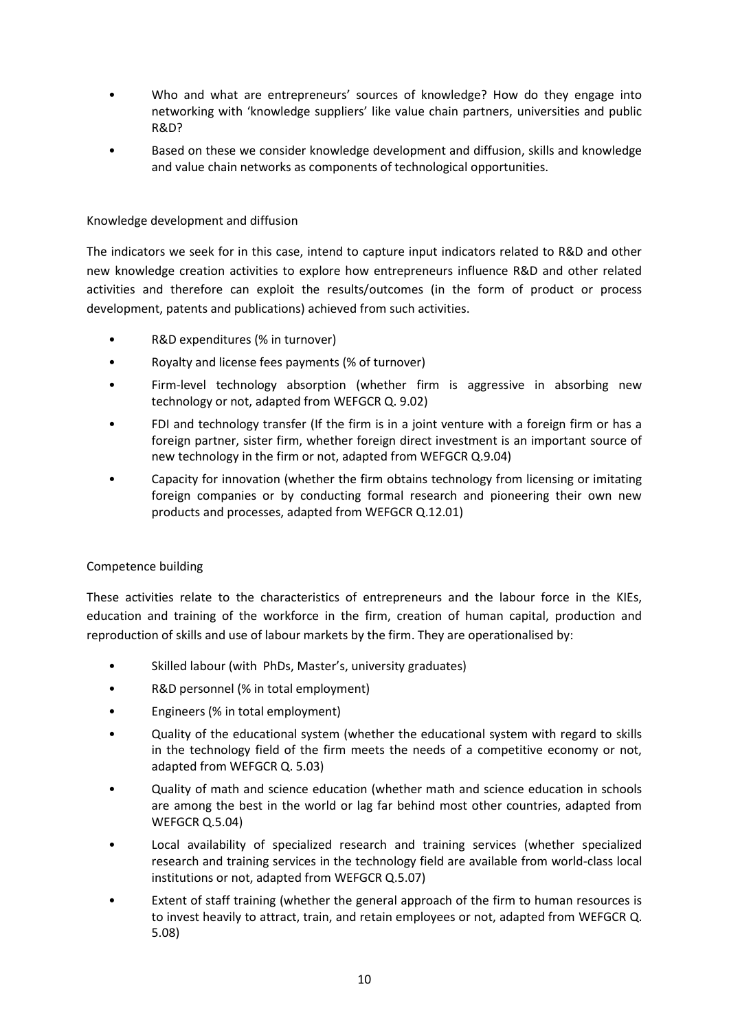- Who and what are entrepreneurs' sources of knowledge? How do they engage into networking with 'knowledge suppliers' like value chain partners, universities and public R&D?
- Based on these we consider knowledge development and diffusion, skills and knowledge and value chain networks as components of technological opportunities.

Knowledge development and diffusion

The indicators we seek for in this case, intend to capture input indicators related to R&D and other new knowledge creation activities to explore how entrepreneurs influence R&D and other related activities and therefore can exploit the results/outcomes (in the form of product or process development, patents and publications) achieved from such activities.

- R&D expenditures (% in turnover)
- Royalty and license fees payments (% of turnover)
- Firm-level technology absorption (whether firm is aggressive in absorbing new technology or not, adapted from WEFGCR Q. 9.02)
- FDI and technology transfer (If the firm is in a joint venture with a foreign firm or has a foreign partner, sister firm, whether foreign direct investment is an important source of new technology in the firm or not, adapted from WEFGCR Q.9.04)
- Capacity for innovation (whether the firm obtains technology from licensing or imitating foreign companies or by conducting formal research and pioneering their own new products and processes, adapted from WEFGCR Q.12.01)

Competence building

These activities relate to the characteristics of entrepreneurs and the labour force in the KIEs, education and training of the workforce in the firm, creation of human capital, production and reproduction of skills and use of labour markets by the firm. They are operationalised by:

- Skilled labour (with PhDs, Master's, university graduates)
- R&D personnel (% in total employment)
- Engineers (% in total employment)
- Quality of the educational system (whether the educational system with regard to skills in the technology field of the firm meets the needs of a competitive economy or not, adapted from WEFGCR Q. 5.03)
- Quality of math and science education (whether math and science education in schools are among the best in the world or lag far behind most other countries, adapted from WEFGCR Q.5.04)
- Local availability of specialized research and training services (whether specialized research and training services in the technology field are available from world-class local institutions or not, adapted from WEFGCR Q.5.07)
- Extent of staff training (whether the general approach of the firm to human resources is to invest heavily to attract, train, and retain employees or not, adapted from WEFGCR Q. 5.08)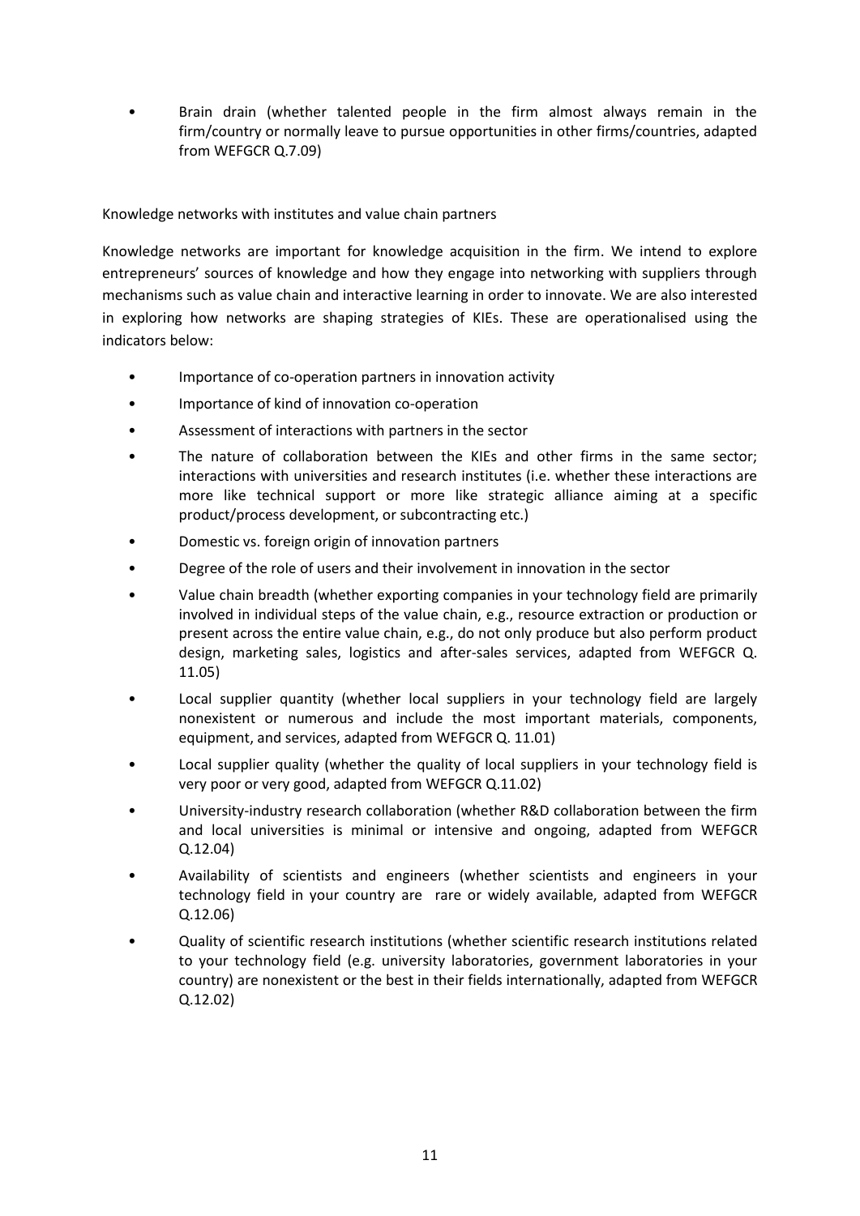- Brain drain (whether talented people in the firm almost always remain in the firm/country or normally leave to pursue opportunities in other firms/countries, adapted from WEFGCR Q.7.09)

Knowledge networks with institutes and value chain partners

Knowledge networks are important for knowledge acquisition in the firm. We intend to explore entrepreneurs' sources of knowledge and how they engage into networking with suppliers through mechanisms such as value chain and interactive learning in order to innovate. We are also interested in exploring how networks are shaping strategies of KIEs. These are operationalised using the indicators below:

- Importance of co-operation partners in innovation activity
- Importance of kind of innovation co-operation
- Assessment of interactions with partners in the sector
- The nature of collaboration between the KIEs and other firms in the same sector; interactions with universities and research institutes (i.e. whether these interactions are more like technical support or more like strategic alliance aiming at a specific product/process development, or subcontracting etc.)
- Domestic vs. foreign origin of innovation partners
- Degree of the role of users and their involvement in innovation in the sector
- Value chain breadth (whether exporting companies in your technology field are primarily involved in individual steps of the value chain, e.g., resource extraction or production or present across the entire value chain, e.g., do not only produce but also perform product design, marketing sales, logistics and after-sales services, adapted from WEFGCR Q. 11.05)
- Local supplier quantity (whether local suppliers in your technology field are largely nonexistent or numerous and include the most important materials, components, equipment, and services, adapted from WEFGCR Q. 11.01)
- Local supplier quality (whether the quality of local suppliers in your technology field is very poor or very good, adapted from WEFGCR Q.11.02)
- University-industry research collaboration (whether R&D collaboration between the firm and local universities is minimal or intensive and ongoing, adapted from WEFGCR Q.12.04)
- Availability of scientists and engineers (whether scientists and engineers in your technology field in your country are rare or widely available, adapted from WEFGCR Q.12.06)
- Quality of scientific research institutions (whether scientific research institutions related to your technology field (e.g. university laboratories, government laboratories in your country) are nonexistent or the best in their fields internationally, adapted from WEFGCR Q.12.02)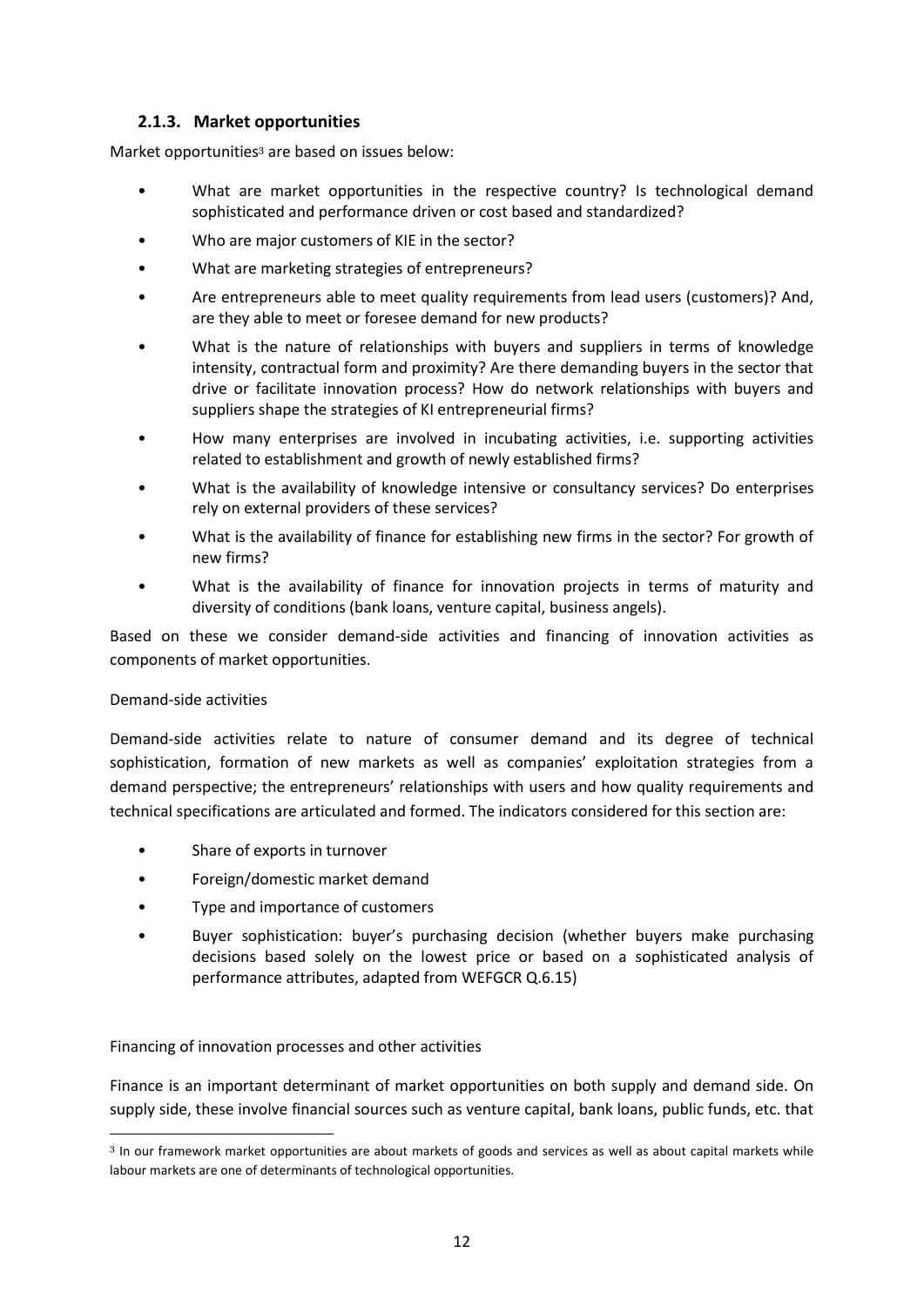### 2.1.3. Market opportunities

Market opportunities[3] are based on issues below:

- What are market opportunities in the respective country? Is technological demand sophisticated and performance driven or cost based and standardized?
- Who are major customers of KIE in the sector?
- What are marketing strategies of entrepreneurs?
- Are entrepreneurs able to meet quality requirements from lead users (customers)? And, are they able to meet or foresee demand for new products?
- What is the nature of relationships with buyers and suppliers in terms of knowledge intensity, contractual form and proximity? Are there demanding buyers in the sector that drive or facilitate innovation process? How do network relationships with buyers and suppliers shape the strategies of KI entrepreneurial firms?
- How many enterprises are involved in incubating activities, i.e. supporting activities related to establishment and growth of newly established firms?
- What is the availability of knowledge intensive or consultancy services? Do enterprises rely on external providers of these services?
- What is the availability of finance for establishing new firms in the sector? For growth of new firms?
- What is the availability of finance for innovation projects in terms of maturity and diversity of conditions (bank loans, venture capital, business angels).

Based on these we consider demand-side activities and financing of innovation activities as components of market opportunities.

Demand-side activities

Demand-side activities relate to nature of consumer demand and its degree of technical sophistication, formation of new markets as well as companies' exploitation strategies from a demand perspective; the entrepreneurs' relationships with users and how quality requirements and technical specifications are articulated and formed. The indicators considered for this section are:

- Share of exports in turnover
- Foreign/domestic market demand
- Type and importance of customers
- Buyer sophistication: buyer's purchasing decision (whether buyers make purchasing decisions based solely on the lowest price or based on a sophisticated analysis of performance attributes, adapted from WEFGCR Q.6.15)

Financing of innovation processes and other activities

Finance is an important determinant of market opportunities on both supply and demand side. On supply side, these involve financial sources such as venture capital, bank loans, public funds, etc. that

[3] In our framework market opportunities are about markets of goods and services as well as about capital markets while labour markets are one of determinants of technological opportunities.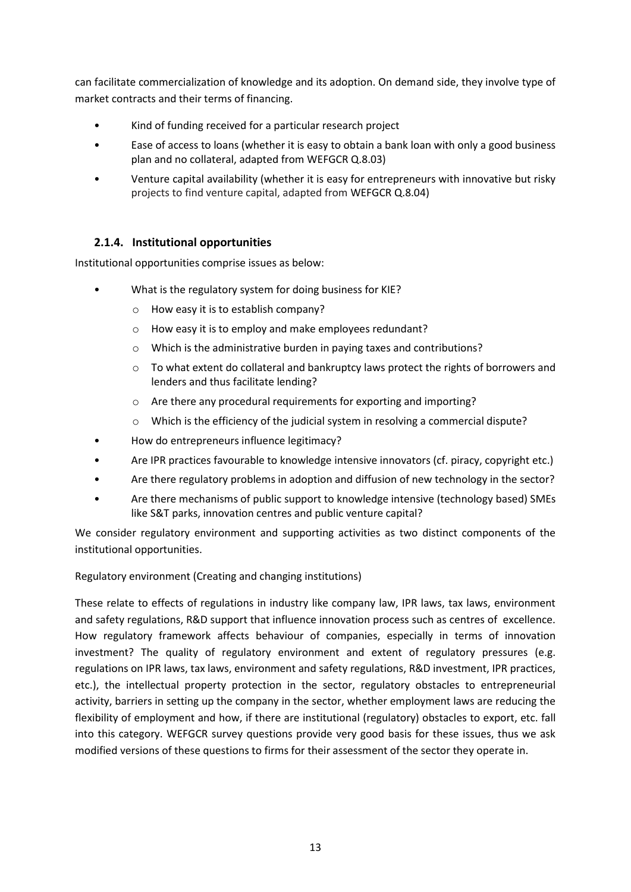can facilitate commercialization of knowledge and its adoption. On demand side, they involve type of market contracts and their terms of financing.

- Kind of funding received for a particular research project
- Ease of access to loans (whether it is easy to obtain a bank loan with only a good business plan and no collateral, adapted from WEFGCR Q.8.03)
- Venture capital availability (whether it is easy for entrepreneurs with innovative but risky projects to find venture capital, adapted from WEFGCR Q.8.04)

### 2.1.4. Institutional opportunities

Institutional opportunities comprise issues as below:

- What is the regulatory system for doing business for KIE?
  - How easy it is to establish company?
  - How easy it is to employ and make employees redundant?
  - Which is the administrative burden in paying taxes and contributions?
  - To what extent do collateral and bankruptcy laws protect the rights of borrowers and lenders and thus facilitate lending?
  - Are there any procedural requirements for exporting and importing?
  - Which is the efficiency of the judicial system in resolving a commercial dispute?
- How do entrepreneurs influence legitimacy?
- Are IPR practices favourable to knowledge intensive innovators (cf. piracy, copyright etc.)
- Are there regulatory problems in adoption and diffusion of new technology in the sector?
- Are there mechanisms of public support to knowledge intensive (technology based) SMEs like S&T parks, innovation centres and public venture capital?

We consider regulatory environment and supporting activities as two distinct components of the institutional opportunities.

Regulatory environment (Creating and changing institutions)

These relate to effects of regulations in industry like company law, IPR laws, tax laws, environment and safety regulations, R&D support that influence innovation process such as centres of excellence. How regulatory framework affects behaviour of companies, especially in terms of innovation investment? The quality of regulatory environment and extent of regulatory pressures (e.g. regulations on IPR laws, tax laws, environment and safety regulations, R&D investment, IPR practices, etc.), the intellectual property protection in the sector, regulatory obstacles to entrepreneurial activity, barriers in setting up the company in the sector, whether employment laws are reducing the flexibility of employment and how, if there are institutional (regulatory) obstacles to export, etc. fall into this category. WEFGCR survey questions provide very good basis for these issues, thus we ask modified versions of these questions to firms for their assessment of the sector they operate in.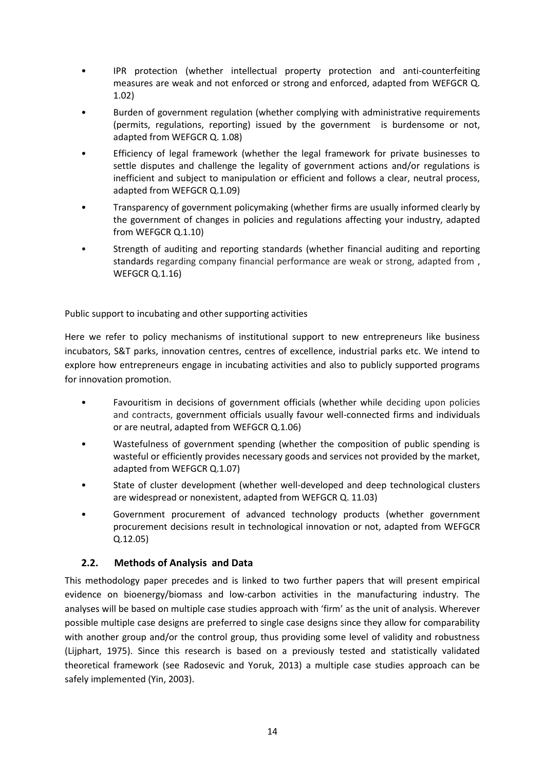- IPR protection (whether intellectual property protection and anti-counterfeiting measures are weak and not enforced or strong and enforced, adapted from WEFGCR Q. 1.02)
- Burden of government regulation (whether complying with administrative requirements (permits, regulations, reporting) issued by the government is burdensome or not, adapted from WEFGCR Q. 1.08)
- Efficiency of legal framework (whether the legal framework for private businesses to settle disputes and challenge the legality of government actions and/or regulations is inefficient and subject to manipulation or efficient and follows a clear, neutral process, adapted from WEFGCR Q.1.09)
- Transparency of government policymaking (whether firms are usually informed clearly by the government of changes in policies and regulations affecting your industry, adapted from WEFGCR Q.1.10)
- Strength of auditing and reporting standards (whether financial auditing and reporting standards regarding company financial performance are weak or strong, adapted from , WEFGCR Q.1.16)

Public support to incubating and other supporting activities

Here we refer to policy mechanisms of institutional support to new entrepreneurs like business incubators, S&T parks, innovation centres, centres of excellence, industrial parks etc. We intend to explore how entrepreneurs engage in incubating activities and also to publicly supported programs for innovation promotion.

- Favouritism in decisions of government officials (whether while deciding upon policies and contracts, government officials usually favour well-connected firms and individuals or are neutral, adapted from WEFGCR Q.1.06)
- Wastefulness of government spending (whether the composition of public spending is wasteful or efficiently provides necessary goods and services not provided by the market, adapted from WEFGCR Q.1.07)
- State of cluster development (whether well-developed and deep technological clusters are widespread or nonexistent, adapted from WEFGCR Q. 11.03)
- Government procurement of advanced technology products (whether government procurement decisions result in technological innovation or not, adapted from WEFGCR Q.12.05)

## 2.2. Methods of Analysis and Data

This methodology paper precedes and is linked to two further papers that will present empirical evidence on bioenergy/biomass and low-carbon activities in the manufacturing industry. The analyses will be based on multiple case studies approach with 'firm' as the unit of analysis. Wherever possible multiple case designs are preferred to single case designs since they allow for comparability with another group and/or the control group, thus providing some level of validity and robustness (Lijphart, 1975). Since this research is based on a previously tested and statistically validated theoretical framework (see Radosevic and Yoruk, 2013) a multiple case studies approach can be safely implemented (Yin, 2003).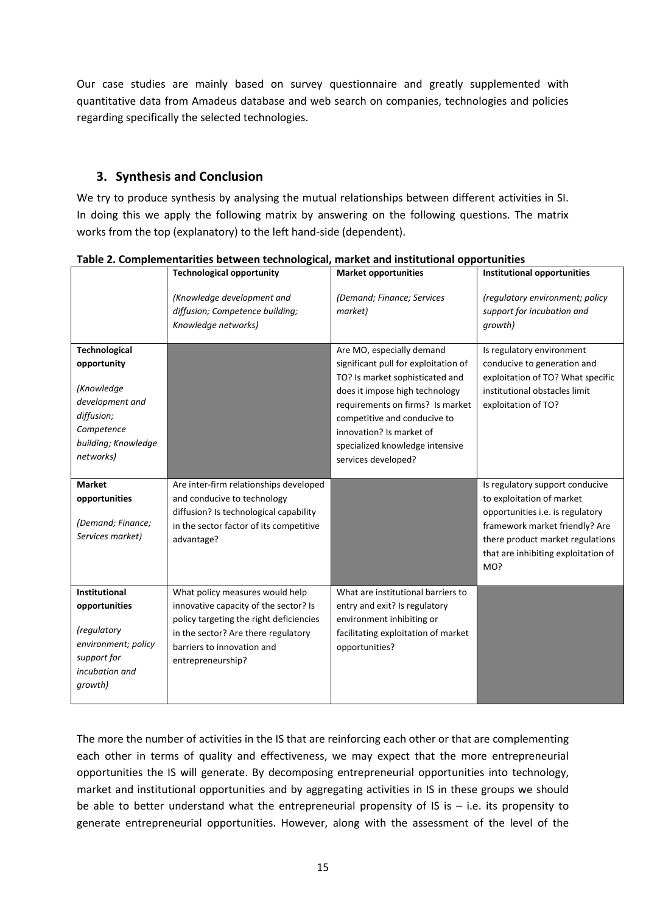Our case studies are mainly based on survey questionnaire and greatly supplemented with quantitative data from Amadeus database and web search on companies, technologies and policies regarding specifically the selected technologies.

## 3. Synthesis and Conclusion

We try to produce synthesis by analysing the mutual relationships between different activities in SI. In doing this we apply the following matrix by answering on the following questions. The matrix works from the top (explanatory) to the left hand-side (dependent).

**Table 2. Complementarities between technological, market and institutional opportunities**

| | **Technological opportunity**<br><br>*(Knowledge development and diffusion; Competence building; Knowledge networks)* | **Market opportunities**<br><br>*(Demand; Finance; Services market)* | **Institutional opportunities**<br><br>*(regulatory environment; policy support for incubation and growth)* |
|---|---|---|---|
| **Technological opportunity**<br><br>*(Knowledge development and diffusion; Competence building; Knowledge networks)* | | Are MO, especially demand significant pull for exploitation of TO? Is market sophisticated and does it impose high technology requirements on firms? Is market competitive and conducive to innovation? Is market of specialized knowledge intensive services developed? | Is regulatory environment conducive to generation and exploitation of TO? What specific institutional obstacles limit exploitation of TO? |
| **Market opportunities**<br><br>*(Demand; Finance; Services market)* | Are inter-firm relationships developed and conducive to technology diffusion? Is technological capability in the sector factor of its competitive advantage? | | Is regulatory support conducive to exploitation of market opportunities i.e. is regulatory framework market friendly? Are there product market regulations that are inhibiting exploitation of MO? |
| **Institutional opportunities**<br><br>*(regulatory environment; policy support for incubation and growth)* | What policy measures would help innovative capacity of the sector? Is policy targeting the right deficiencies in the sector? Are there regulatory barriers to innovation and entrepreneurship? | What are institutional barriers to entry and exit? Is regulatory environment inhibiting or facilitating exploitation of market opportunities? | |

The more the number of activities in the IS that are reinforcing each other or that are complementing each other in terms of quality and effectiveness, we may expect that the more entrepreneurial opportunities the IS will generate. By decomposing entrepreneurial opportunities into technology, market and institutional opportunities and by aggregating activities in IS in these groups we should be able to better understand what the entrepreneurial propensity of IS is – i.e. its propensity to generate entrepreneurial opportunities. However, along with the assessment of the level of the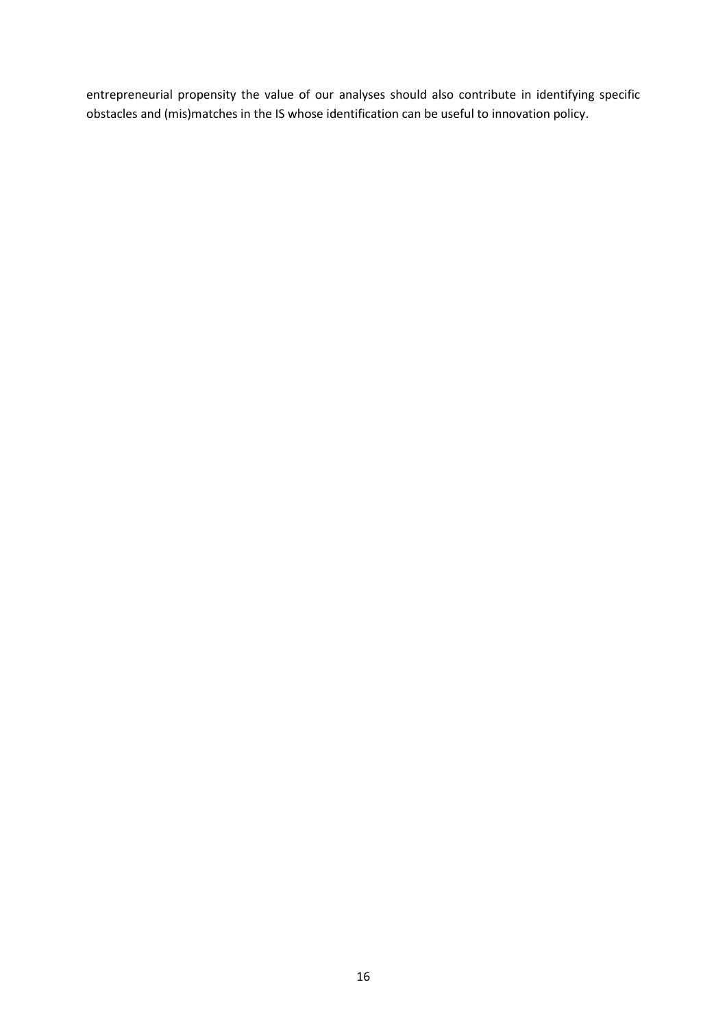entrepreneurial propensity the value of our analyses should also contribute in identifying specific obstacles and (mis)matches in the IS whose identification can be useful to innovation policy.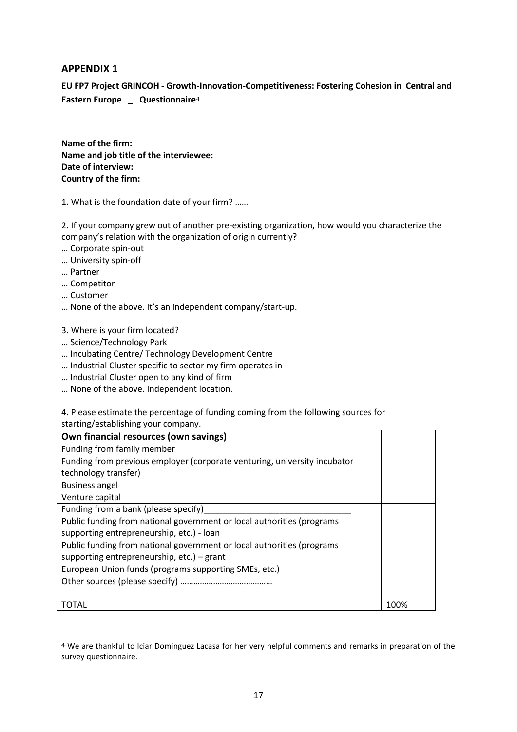## APPENDIX 1

**EU FP7 Project GRINCOH - Growth-Innovation-Competitiveness: Fostering Cohesion in Central and Eastern Europe _ Questionnaire**[4]

**Name of the firm:**
**Name and job title of the interviewee:**
**Date of interview:**
**Country of the firm:**

1. What is the foundation date of your firm? ……

2. If your company grew out of another pre-existing organization, how would you characterize the company's relation with the organization of origin currently?
… Corporate spin-out
… University spin-off
… Partner
… Competitor
… Customer
… None of the above. It's an independent company/start-up.

3. Where is your firm located?
… Science/Technology Park
… Incubating Centre/ Technology Development Centre
… Industrial Cluster specific to sector my firm operates in
… Industrial Cluster open to any kind of firm
… None of the above. Independent location.

4. Please estimate the percentage of funding coming from the following sources for starting/establishing your company.

| **Own financial resources (own savings)** | |
|---|---|
| Funding from family member | |
| Funding from previous employer (corporate venturing, university incubator technology transfer) | |
| Business angel | |
| Venture capital | |
| Funding from a bank (please specify)_______________________________ | |
| Public funding from national government or local authorities (programs supporting entrepreneurship, etc.) - loan | |
| Public funding from national government or local authorities (programs supporting entrepreneurship, etc.) – grant | |
| European Union funds (programs supporting SMEs, etc.) | |
| Other sources (please specify) …………………………………… | |
| TOTAL | 100% |

[4] We are thankful to Iciar Dominguez Lacasa for her very helpful comments and remarks in preparation of the survey questionnaire.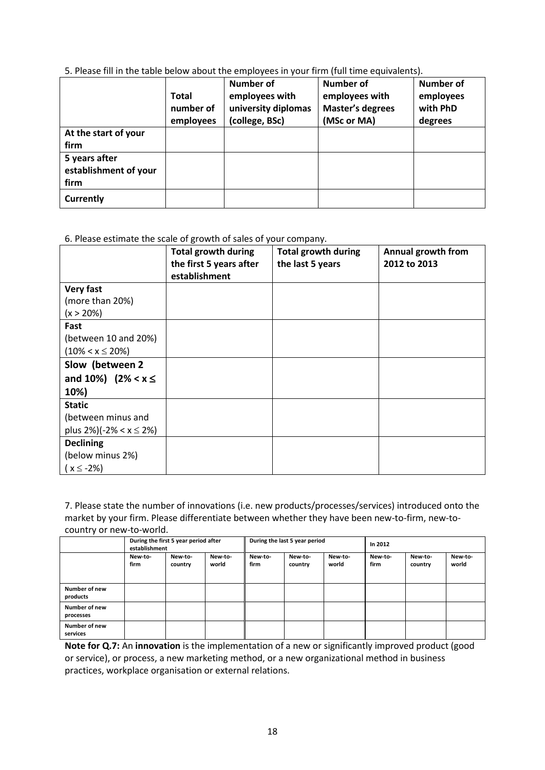5. Please fill in the table below about the employees in your firm (full time equivalents).

| | Total number of employees | Number of employees with university diplomas (college, BSc) | Number of employees with Master's degrees (MSc or MA) | Number of employees with PhD degrees |
|---|---|---|---|---|
| **At the start of your firm** | | | | |
| **5 years after establishment of your firm** | | | | |
| **Currently** | | | | |

6. Please estimate the scale of growth of sales of your company.

| | Total growth during the first 5 years after establishment | Total growth during the last 5 years | Annual growth from 2012 to 2013 |
|---|---|---|---|
| **Very fast** (more than 20%) ($x > 20\%$) | | | |
| **Fast** (between 10 and 20%) ($10\% < x \leq 20\%$) | | | |
| **Slow (between 2 and 10%) ($2\% < x \leq 10\%$)** | | | |
| **Static** (between minus and plus 2%)($-2\% < x \leq 2\%$) | | | |
| **Declining** (below minus 2%) ($x \leq -2\%$) | | | |

7. Please state the number of innovations (i.e. new products/processes/services) introduced onto the market by your firm. Please differentiate between whether they have been new-to-firm, new-to-country or new-to-world.

| | During the first 5 year period after establishment | | | During the last 5 year period | | | In 2012 | | |
|---|---|---|---|---|---|---|---|---|---|
| | New-to-firm | New-to-country | New-to-world | New-to-firm | New-to-country | New-to-world | New-to-firm | New-to-country | New-to-world |
| **Number of new products** | | | | | | | | | |
| **Number of new processes** | | | | | | | | | |
| **Number of new services** | | | | | | | | | |

**Note for Q.7:** An **innovation** is the implementation of a new or significantly improved product (good or service), or process, a new marketing method, or a new organizational method in business practices, workplace organisation or external relations.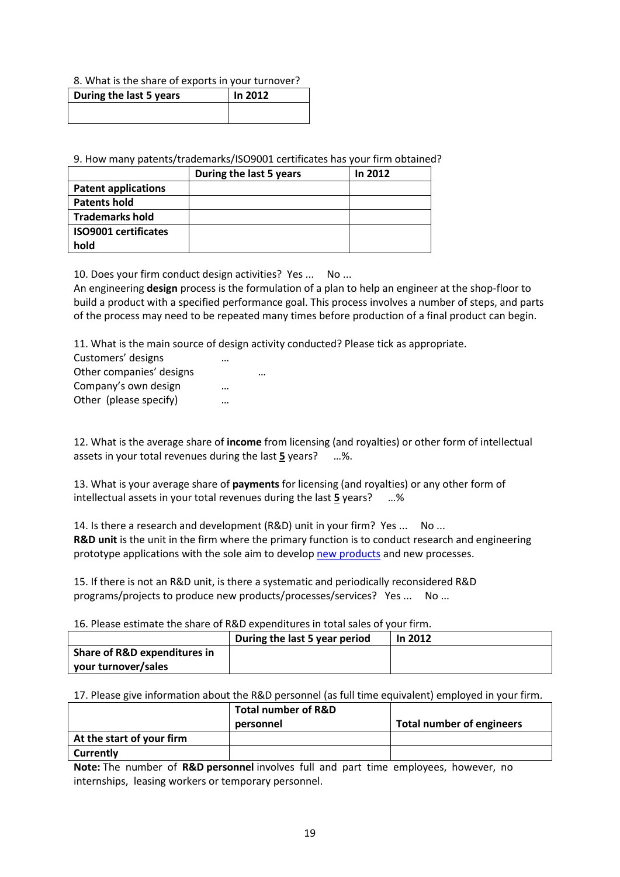8. What is the share of exports in your turnover?

| During the last 5 years | In 2012 |
| --- | --- |
| | |

9. How many patents/trademarks/ISO9001 certificates has your firm obtained?

| | During the last 5 years | In 2012 |
| --- | --- | --- |
| **Patent applications** | | |
| **Patents hold** | | |
| **Trademarks hold** | | |
| **ISO9001 certificates hold** | | |

10. Does your firm conduct design activities? Yes ... No ...

An engineering **design** process is the formulation of a plan to help an engineer at the shop-floor to build a product with a specified performance goal. This process involves a number of steps, and parts of the process may need to be repeated many times before production of a final product can begin.

11. What is the main source of design activity conducted? Please tick as appropriate.

Customers' designs …

Other companies' designs …

Company's own design …

Other (please specify) …

12. What is the average share of **income** from licensing (and royalties) or other form of intellectual assets in your total revenues during the last **5** years? …%.

13. What is your average share of **payments** for licensing (and royalties) or any other form of intellectual assets in your total revenues during the last **5** years? …%

14. Is there a research and development (R&D) unit in your firm? Yes ... No ...

**R&D unit** is the unit in the firm where the primary function is to conduct research and engineering prototype applications with the sole aim to develop new products and new processes.

15. If there is not an R&D unit, is there a systematic and periodically reconsidered R&D programs/projects to produce new products/processes/services? Yes ... No ...

16. Please estimate the share of R&D expenditures in total sales of your firm.

| | During the last 5 year period | In 2012 |
| --- | --- | --- |
| **Share of R&D expenditures in your turnover/sales** | | |

17. Please give information about the R&D personnel (as full time equivalent) employed in your firm.

| | Total number of R&D personnel | Total number of engineers |
| --- | --- | --- |
| **At the start of your firm** | | |
| **Currently** | | |

**Note:** The number of **R&D personnel** involves full and part time employees, however, no internships, leasing workers or temporary personnel.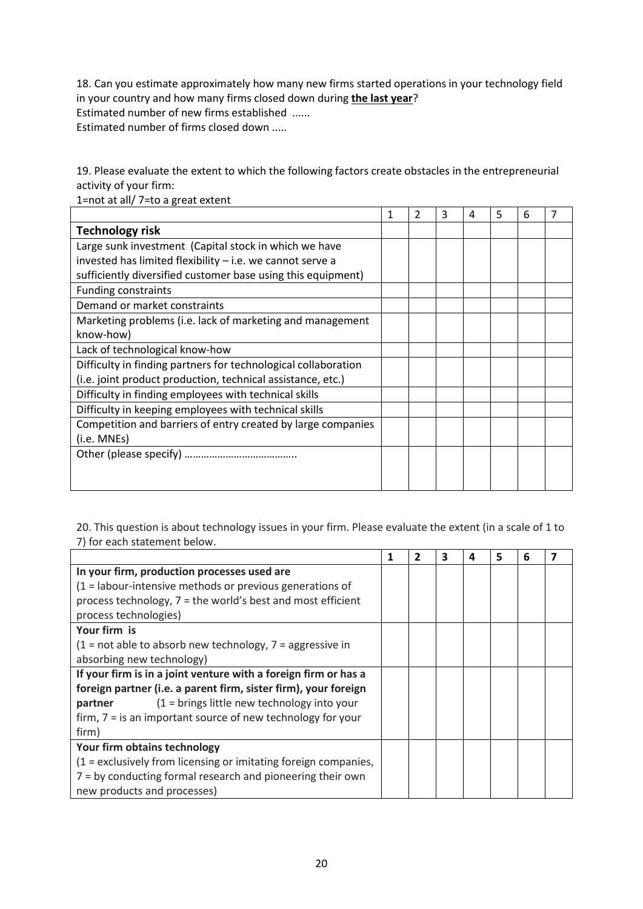18. Can you estimate approximately how many new firms started operations in your technology field in your country and how many firms closed down during **the last year**?

Estimated number of new firms established ......

Estimated number of firms closed down .....

19. Please evaluate the extent to which the following factors create obstacles in the entrepreneurial activity of your firm:

1=not at all/ 7=to a great extent

| | 1 | 2 | 3 | 4 | 5 | 6 | 7 |
|---|---|---|---|---|---|---|---|
| **Technology risk** | | | | | | | |
| Large sunk investment (Capital stock in which we have invested has limited flexibility – i.e. we cannot serve a sufficiently diversified customer base using this equipment) | | | | | | | |
| Funding constraints | | | | | | | |
| Demand or market constraints | | | | | | | |
| Marketing problems (i.e. lack of marketing and management know-how) | | | | | | | |
| Lack of technological know-how | | | | | | | |
| Difficulty in finding partners for technological collaboration (i.e. joint product production, technical assistance, etc.) | | | | | | | |
| Difficulty in finding employees with technical skills | | | | | | | |
| Difficulty in keeping employees with technical skills | | | | | | | |
| Competition and barriers of entry created by large companies (i.e. MNEs) | | | | | | | |
| Other (please specify) ………………………………….. | | | | | | | |

20. This question is about technology issues in your firm. Please evaluate the extent (in a scale of 1 to 7) for each statement below.

| | **1** | **2** | **3** | **4** | **5** | **6** | **7** |
|---|---|---|---|---|---|---|---|
| **In your firm, production processes used are** (1 = labour-intensive methods or previous generations of process technology, 7 = the world's best and most efficient process technologies) | | | | | | | |
| **Your firm is** (1 = not able to absorb new technology, 7 = aggressive in absorbing new technology) | | | | | | | |
| **If your firm is in a joint venture with a foreign firm or has a foreign partner (i.e. a parent firm, sister firm), your foreign partner** (1 = brings little new technology into your firm, 7 = is an important source of new technology for your firm) | | | | | | | |
| **Your firm obtains technology** (1 = exclusively from licensing or imitating foreign companies, 7 = by conducting formal research and pioneering their own new products and processes) | | | | | | | |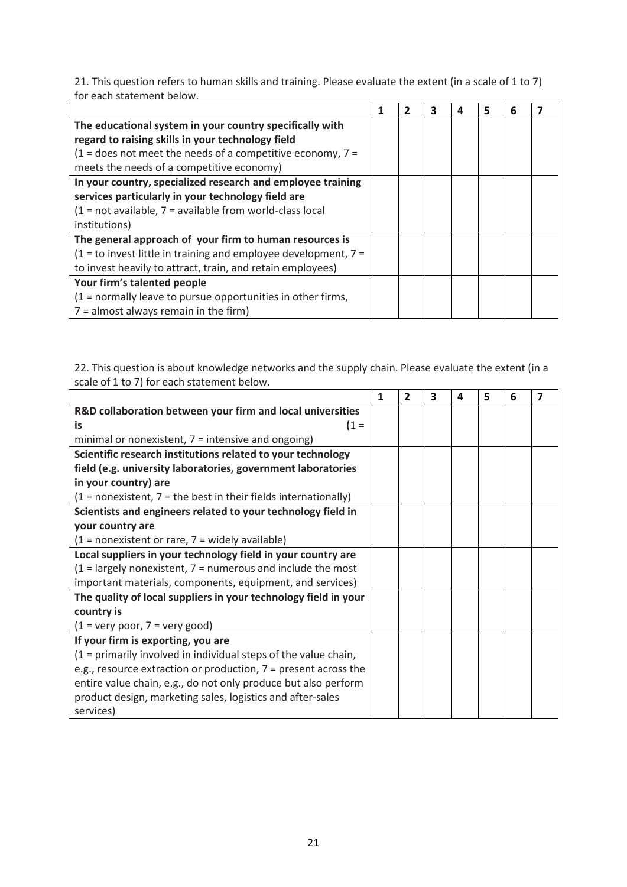21. This question refers to human skills and training. Please evaluate the extent (in a scale of 1 to 7) for each statement below.

| | 1 | 2 | 3 | 4 | 5 | 6 | 7 |
|---|---|---|---|---|---|---|---|
| **The educational system in your country specifically with regard to raising skills in your technology field** (1 = does not meet the needs of a competitive economy, 7 = meets the needs of a competitive economy) | | | | | | | |
| **In your country, specialized research and employee training services particularly in your technology field are** (1 = not available, 7 = available from world-class local institutions) | | | | | | | |
| **The general approach of your firm to human resources is** (1 = to invest little in training and employee development, 7 = to invest heavily to attract, train, and retain employees) | | | | | | | |
| **Your firm's talented people** (1 = normally leave to pursue opportunities in other firms, 7 = almost always remain in the firm) | | | | | | | |

22. This question is about knowledge networks and the supply chain. Please evaluate the extent (in a scale of 1 to 7) for each statement below.

| | 1 | 2 | 3 | 4 | 5 | 6 | 7 |
|---|---|---|---|---|---|---|---|
| **R&D collaboration between your firm and local universities is** (1 = minimal or nonexistent, 7 = intensive and ongoing) | | | | | | | |
| **Scientific research institutions related to your technology field (e.g. university laboratories, government laboratories in your country) are** (1 = nonexistent, 7 = the best in their fields internationally) | | | | | | | |
| **Scientists and engineers related to your technology field in your country are** (1 = nonexistent or rare, 7 = widely available) | | | | | | | |
| **Local suppliers in your technology field in your country are** (1 = largely nonexistent, 7 = numerous and include the most important materials, components, equipment, and services) | | | | | | | |
| **The quality of local suppliers in your technology field in your country is** (1 = very poor, 7 = very good) | | | | | | | |
| **If your firm is exporting, you are** (1 = primarily involved in individual steps of the value chain, e.g., resource extraction or production, 7 = present across the entire value chain, e.g., do not only produce but also perform product design, marketing sales, logistics and after-sales services) | | | | | | | |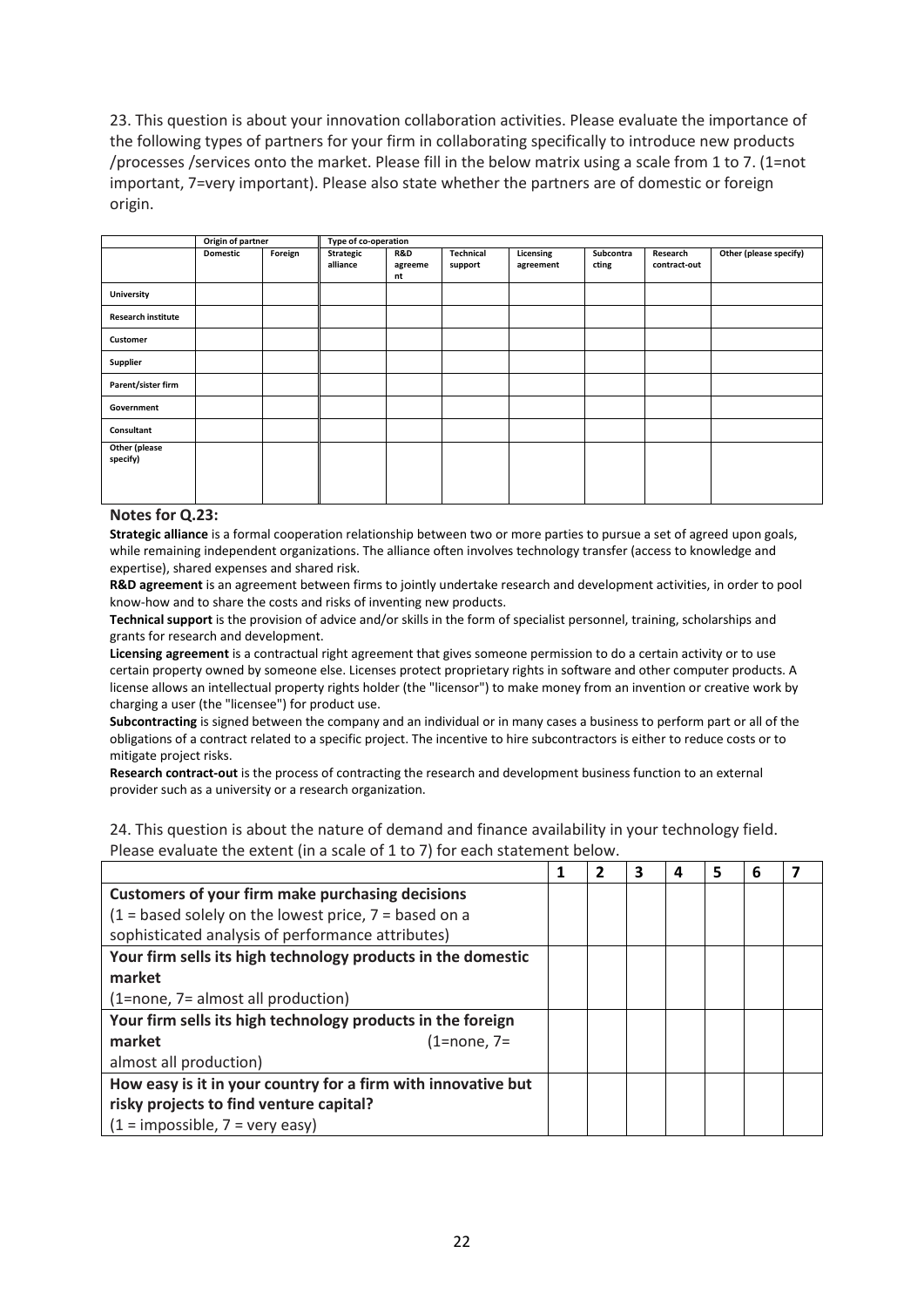23. This question is about your innovation collaboration activities. Please evaluate the importance of the following types of partners for your firm in collaborating specifically to introduce new products /processes /services onto the market. Please fill in the below matrix using a scale from 1 to 7. (1=not important, 7=very important). Please also state whether the partners are of domestic or foreign origin.

| | Origin of partner | | Type of co-operation | | | | | | |
|---|---|---|---|---|---|---|---|---|---|
| | Domestic | Foreign | Strategic alliance | R&D agreement | Technical support | Licensing agreement | Subcontracting | Research contract-out | Other (please specify) |
| University | | | | | | | | | |
| Research institute | | | | | | | | | |
| Customer | | | | | | | | | |
| Supplier | | | | | | | | | |
| Parent/sister firm | | | | | | | | | |
| Government | | | | | | | | | |
| Consultant | | | | | | | | | |
| Other (please specify) | | | | | | | | | |

**Notes for Q.23:**

**Strategic alliance** is a formal cooperation relationship between two or more parties to pursue a set of agreed upon goals, while remaining independent organizations. The alliance often involves technology transfer (access to knowledge and expertise), shared expenses and shared risk.

**R&D agreement** is an agreement between firms to jointly undertake research and development activities, in order to pool know-how and to share the costs and risks of inventing new products.

**Technical support** is the provision of advice and/or skills in the form of specialist personnel, training, scholarships and grants for research and development.

**Licensing agreement** is a contractual right agreement that gives someone permission to do a certain activity or to use certain property owned by someone else. Licenses protect proprietary rights in software and other computer products. A license allows an intellectual property rights holder (the "licensor") to make money from an invention or creative work by charging a user (the "licensee") for product use.

**Subcontracting** is signed between the company and an individual or in many cases a business to perform part or all of the obligations of a contract related to a specific project. The incentive to hire subcontractors is either to reduce costs or to mitigate project risks.

**Research contract-out** is the process of contracting the research and development business function to an external provider such as a university or a research organization.

24. This question is about the nature of demand and finance availability in your technology field. Please evaluate the extent (in a scale of 1 to 7) for each statement below.

| | 1 | 2 | 3 | 4 | 5 | 6 | 7 |
|---|---|---|---|---|---|---|---|
| **Customers of your firm make purchasing decisions** (1 = based solely on the lowest price, 7 = based on a sophisticated analysis of performance attributes) | | | | | | | |
| **Your firm sells its high technology products in the domestic market** (1=none, 7= almost all production) | | | | | | | |
| **Your firm sells its high technology products in the foreign market** (1=none, 7= almost all production) | | | | | | | |
| **How easy is it in your country for a firm with innovative but risky projects to find venture capital?** (1 = impossible, 7 = very easy) | | | | | | | |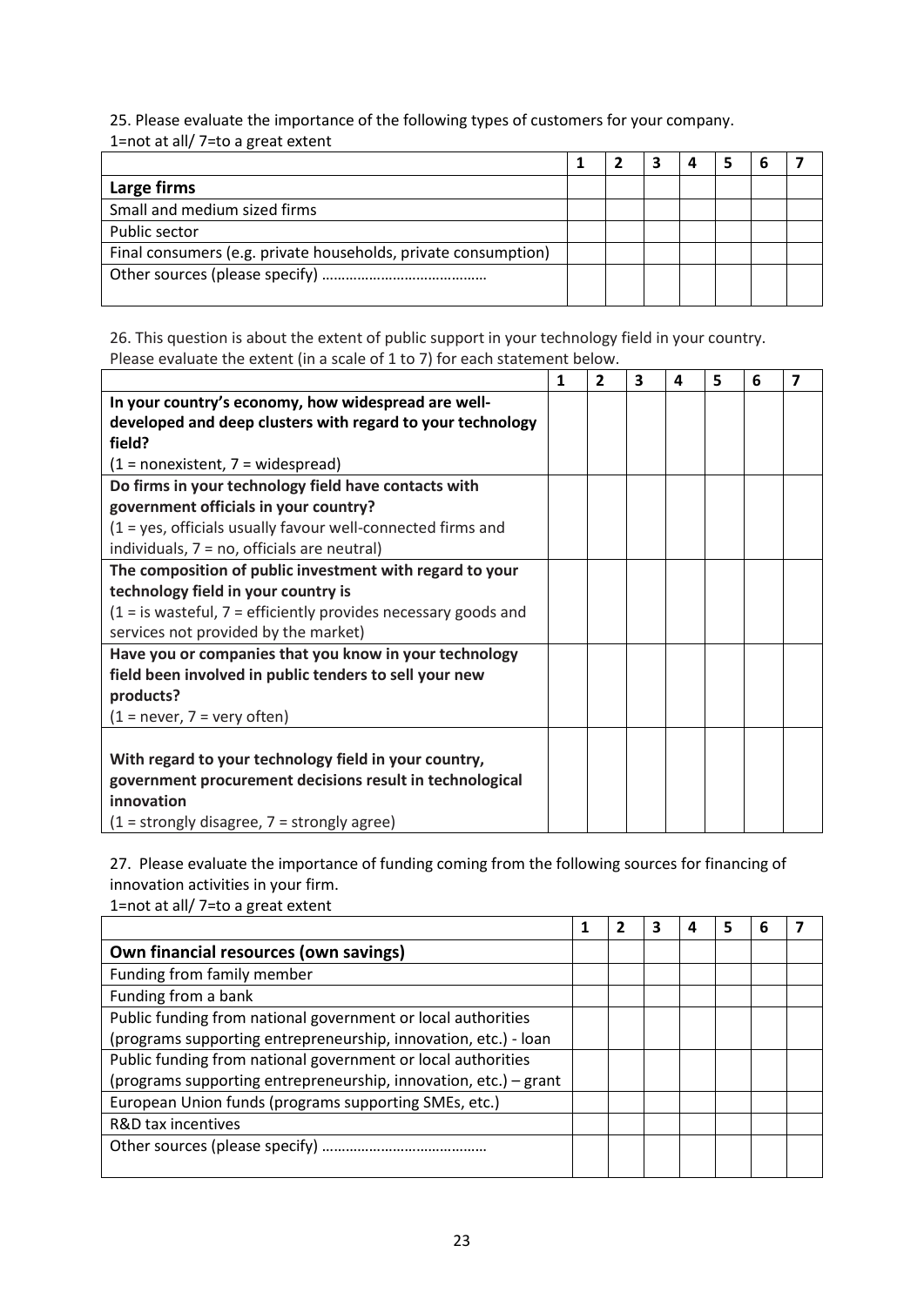25. Please evaluate the importance of the following types of customers for your company.
1=not at all/ 7=to a great extent

| | 1 | 2 | 3 | 4 | 5 | 6 | 7 |
|---|---|---|---|---|---|---|---|
| **Large firms** | | | | | | | |
| Small and medium sized firms | | | | | | | |
| Public sector | | | | | | | |
| Final consumers (e.g. private households, private consumption) | | | | | | | |
| Other sources (please specify) ………………………………… | | | | | | | |

26. This question is about the extent of public support in your technology field in your country.
Please evaluate the extent (in a scale of 1 to 7) for each statement below.

| | 1 | 2 | 3 | 4 | 5 | 6 | 7 |
|---|---|---|---|---|---|---|---|
| **In your country's economy, how widespread are well-developed and deep clusters with regard to your technology field?** (1 = nonexistent, 7 = widespread) | | | | | | | |
| **Do firms in your technology field have contacts with government officials in your country?** (1 = yes, officials usually favour well-connected firms and individuals, 7 = no, officials are neutral) | | | | | | | |
| **The composition of public investment with regard to your technology field in your country is** (1 = is wasteful, 7 = efficiently provides necessary goods and services not provided by the market) | | | | | | | |
| **Have you or companies that you know in your technology field been involved in public tenders to sell your new products?** (1 = never, 7 = very often) | | | | | | | |
| **With regard to your technology field in your country, government procurement decisions result in technological innovation** (1 = strongly disagree, 7 = strongly agree) | | | | | | | |

27. Please evaluate the importance of funding coming from the following sources for financing of innovation activities in your firm.
1=not at all/ 7=to a great extent

| | 1 | 2 | 3 | 4 | 5 | 6 | 7 |
|---|---|---|---|---|---|---|---|
| **Own financial resources (own savings)** | | | | | | | |
| Funding from family member | | | | | | | |
| Funding from a bank | | | | | | | |
| Public funding from national government or local authorities (programs supporting entrepreneurship, innovation, etc.) - loan | | | | | | | |
| Public funding from national government or local authorities (programs supporting entrepreneurship, innovation, etc.) – grant | | | | | | | |
| European Union funds (programs supporting SMEs, etc.) | | | | | | | |
| R&D tax incentives | | | | | | | |
| Other sources (please specify) ………………………………… | | | | | | | |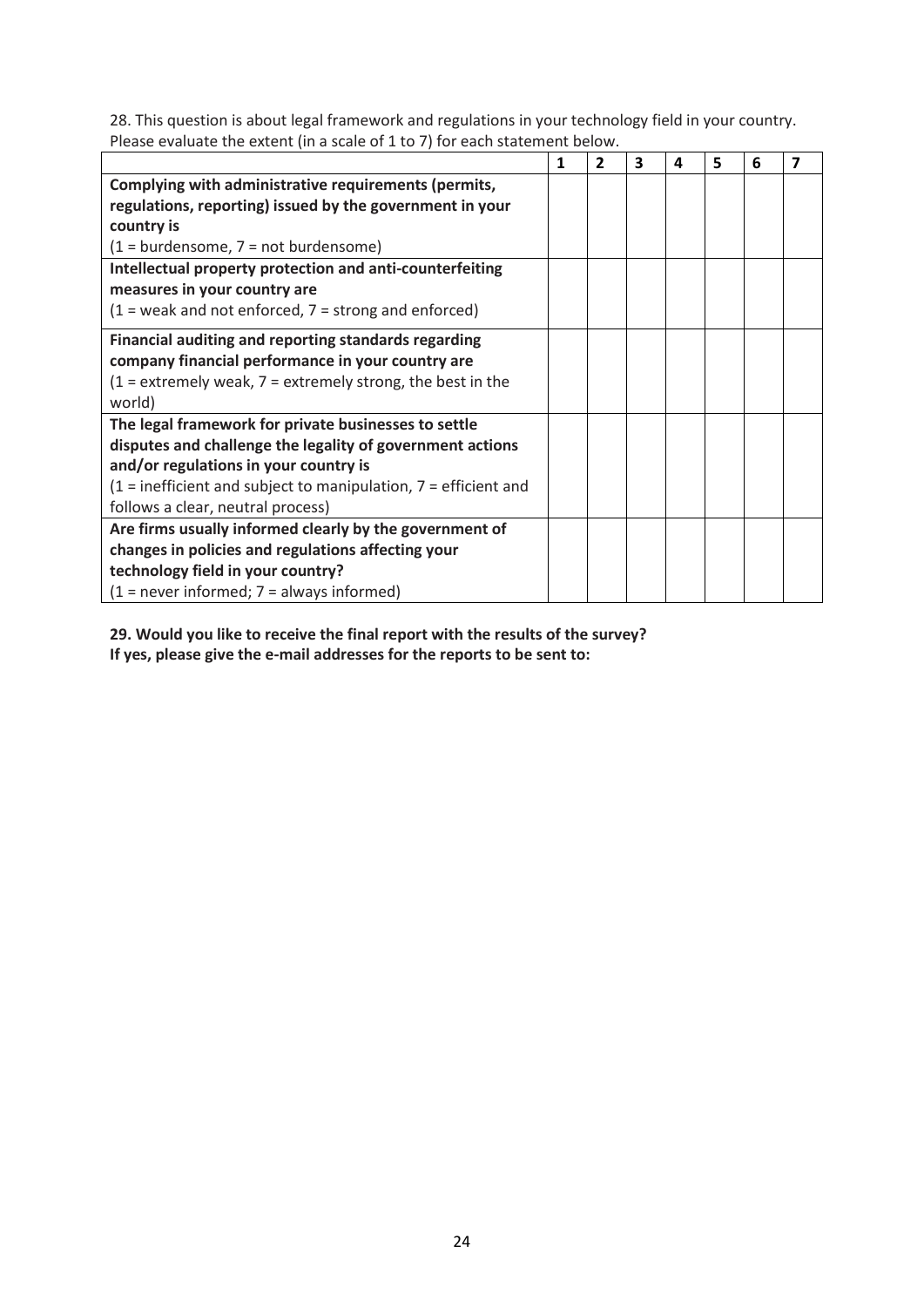28. This question is about legal framework and regulations in your technology field in your country. Please evaluate the extent (in a scale of 1 to 7) for each statement below.

| | 1 | 2 | 3 | 4 | 5 | 6 | 7 |
|---|---|---|---|---|---|---|---|
| **Complying with administrative requirements (permits, regulations, reporting) issued by the government in your country is** (1 = burdensome, 7 = not burdensome) | | | | | | | |
| **Intellectual property protection and anti-counterfeiting measures in your country are** (1 = weak and not enforced, 7 = strong and enforced) | | | | | | | |
| **Financial auditing and reporting standards regarding company financial performance in your country are** (1 = extremely weak, 7 = extremely strong, the best in the world) | | | | | | | |
| **The legal framework for private businesses to settle disputes and challenge the legality of government actions and/or regulations in your country is** (1 = inefficient and subject to manipulation, 7 = efficient and follows a clear, neutral process) | | | | | | | |
| **Are firms usually informed clearly by the government of changes in policies and regulations affecting your technology field in your country?** (1 = never informed; 7 = always informed) | | | | | | | |

**29. Would you like to receive the final report with the results of the survey?**
**If yes, please give the e-mail addresses for the reports to be sent to:**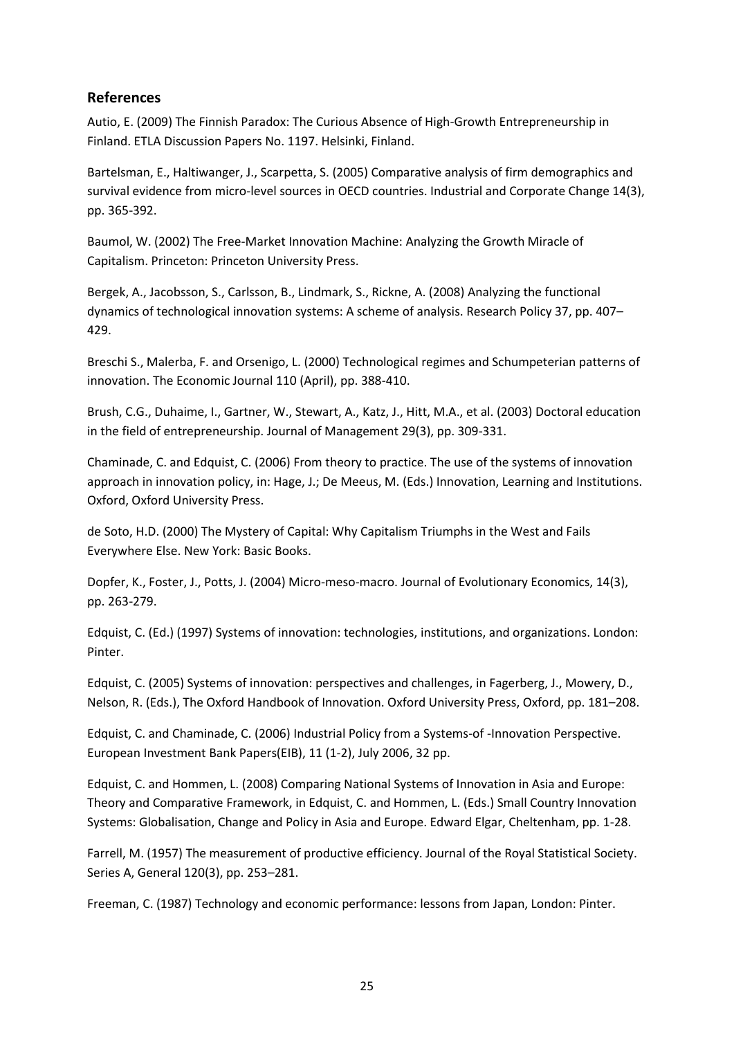## References

Autio, E. (2009) The Finnish Paradox: The Curious Absence of High-Growth Entrepreneurship in Finland. ETLA Discussion Papers No. 1197. Helsinki, Finland.

Bartelsman, E., Haltiwanger, J., Scarpetta, S. (2005) Comparative analysis of firm demographics and survival evidence from micro-level sources in OECD countries. Industrial and Corporate Change 14(3), pp. 365-392.

Baumol, W. (2002) The Free-Market Innovation Machine: Analyzing the Growth Miracle of Capitalism. Princeton: Princeton University Press.

Bergek, A., Jacobsson, S., Carlsson, B., Lindmark, S., Rickne, A. (2008) Analyzing the functional dynamics of technological innovation systems: A scheme of analysis. Research Policy 37, pp. 407–429.

Breschi S., Malerba, F. and Orsenigo, L. (2000) Technological regimes and Schumpeterian patterns of innovation. The Economic Journal 110 (April), pp. 388-410.

Brush, C.G., Duhaime, I., Gartner, W., Stewart, A., Katz, J., Hitt, M.A., et al. (2003) Doctoral education in the field of entrepreneurship. Journal of Management 29(3), pp. 309-331.

Chaminade, C. and Edquist, C. (2006) From theory to practice. The use of the systems of innovation approach in innovation policy, in: Hage, J.; De Meeus, M. (Eds.) Innovation, Learning and Institutions. Oxford, Oxford University Press.

de Soto, H.D. (2000) The Mystery of Capital: Why Capitalism Triumphs in the West and Fails Everywhere Else. New York: Basic Books.

Dopfer, K., Foster, J., Potts, J. (2004) Micro-meso-macro. Journal of Evolutionary Economics, 14(3), pp. 263-279.

Edquist, C. (Ed.) (1997) Systems of innovation: technologies, institutions, and organizations. London: Pinter.

Edquist, C. (2005) Systems of innovation: perspectives and challenges, in Fagerberg, J., Mowery, D., Nelson, R. (Eds.), The Oxford Handbook of Innovation. Oxford University Press, Oxford, pp. 181–208.

Edquist, C. and Chaminade, C. (2006) Industrial Policy from a Systems-of -Innovation Perspective. European Investment Bank Papers(EIB), 11 (1-2), July 2006, 32 pp.

Edquist, C. and Hommen, L. (2008) Comparing National Systems of Innovation in Asia and Europe: Theory and Comparative Framework, in Edquist, C. and Hommen, L. (Eds.) Small Country Innovation Systems: Globalisation, Change and Policy in Asia and Europe. Edward Elgar, Cheltenham, pp. 1-28.

Farrell, M. (1957) The measurement of productive efficiency. Journal of the Royal Statistical Society. Series A, General 120(3), pp. 253–281.

Freeman, C. (1987) Technology and economic performance: lessons from Japan, London: Pinter.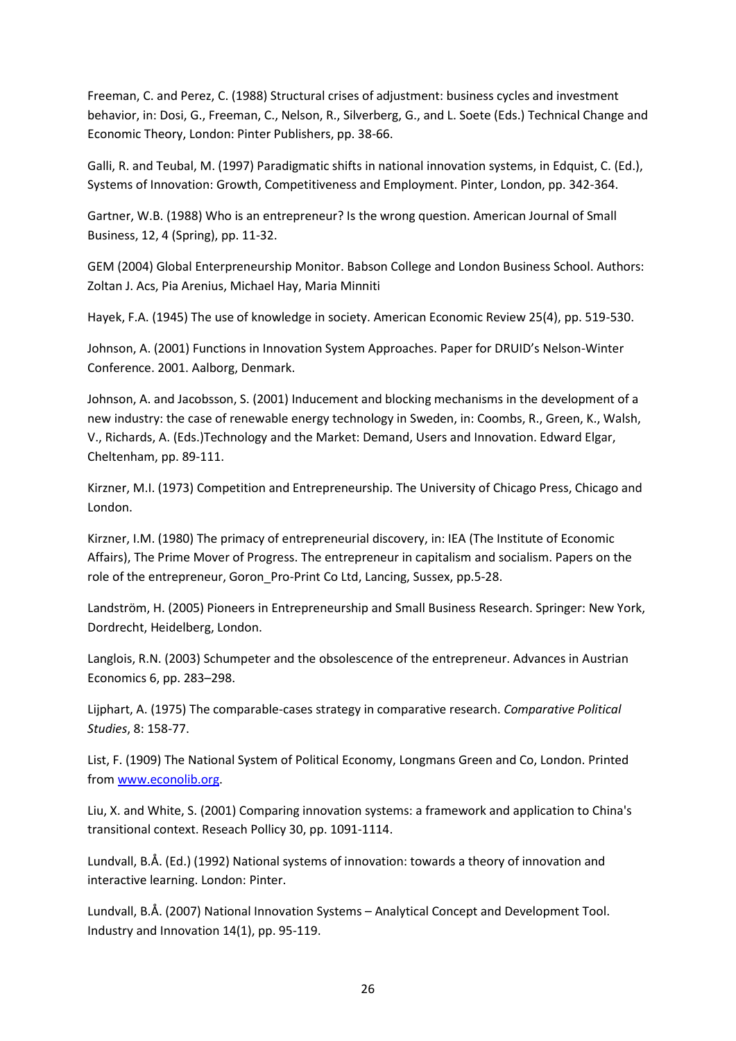Freeman, C. and Perez, C. (1988) Structural crises of adjustment: business cycles and investment behavior, in: Dosi, G., Freeman, C., Nelson, R., Silverberg, G., and L. Soete (Eds.) Technical Change and Economic Theory, London: Pinter Publishers, pp. 38-66.

Galli, R. and Teubal, M. (1997) Paradigmatic shifts in national innovation systems, in Edquist, C. (Ed.), Systems of Innovation: Growth, Competitiveness and Employment. Pinter, London, pp. 342-364.

Gartner, W.B. (1988) Who is an entrepreneur? Is the wrong question. American Journal of Small Business, 12, 4 (Spring), pp. 11-32.

GEM (2004) Global Enterpreneurship Monitor. Babson College and London Business School. Authors: Zoltan J. Acs, Pia Arenius, Michael Hay, Maria Minniti

Hayek, F.A. (1945) The use of knowledge in society. American Economic Review 25(4), pp. 519-530.

Johnson, A. (2001) Functions in Innovation System Approaches. Paper for DRUID's Nelson-Winter Conference. 2001. Aalborg, Denmark.

Johnson, A. and Jacobsson, S. (2001) Inducement and blocking mechanisms in the development of a new industry: the case of renewable energy technology in Sweden, in: Coombs, R., Green, K., Walsh, V., Richards, A. (Eds.)Technology and the Market: Demand, Users and Innovation. Edward Elgar, Cheltenham, pp. 89-111.

Kirzner, M.I. (1973) Competition and Entrepreneurship. The University of Chicago Press, Chicago and London.

Kirzner, I.M. (1980) The primacy of entrepreneurial discovery, in: IEA (The Institute of Economic Affairs), The Prime Mover of Progress. The entrepreneur in capitalism and socialism. Papers on the role of the entrepreneur, Goron_Pro-Print Co Ltd, Lancing, Sussex, pp.5-28.

Landström, H. (2005) Pioneers in Entrepreneurship and Small Business Research. Springer: New York, Dordrecht, Heidelberg, London.

Langlois, R.N. (2003) Schumpeter and the obsolescence of the entrepreneur. Advances in Austrian Economics 6, pp. 283–298.

Lijphart, A. (1975) The comparable-cases strategy in comparative research. *Comparative Political Studies*, 8: 158-77.

List, F. (1909) The National System of Political Economy, Longmans Green and Co, London. Printed from www.econolib.org.

Liu, X. and White, S. (2001) Comparing innovation systems: a framework and application to China's transitional context. Reseach Pollicy 30, pp. 1091-1114.

Lundvall, B.Å. (Ed.) (1992) National systems of innovation: towards a theory of innovation and interactive learning. London: Pinter.

Lundvall, B.Å. (2007) National Innovation Systems – Analytical Concept and Development Tool. Industry and Innovation 14(1), pp. 95-119.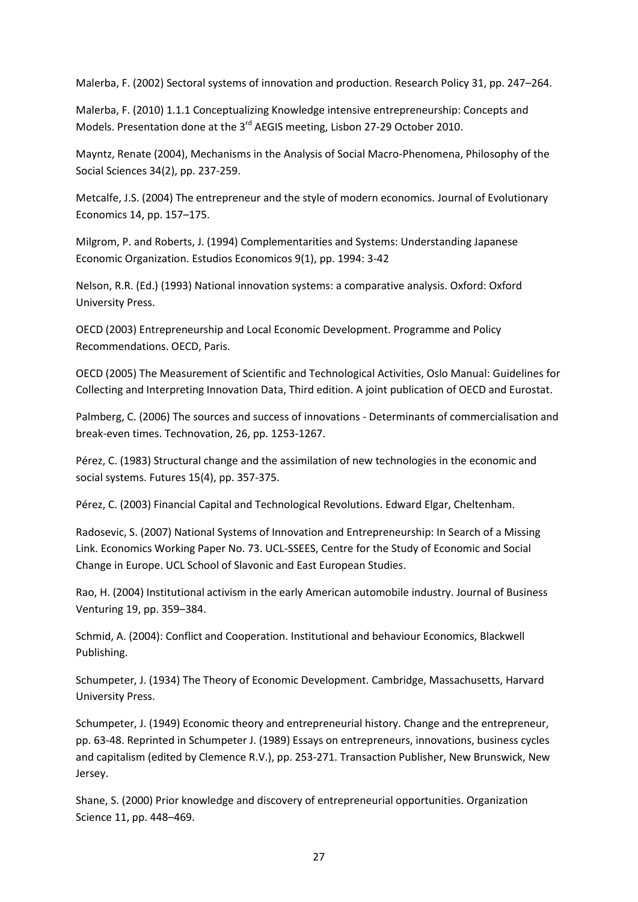Malerba, F. (2002) Sectoral systems of innovation and production. Research Policy 31, pp. 247–264.

Malerba, F. (2010) 1.1.1 Conceptualizing Knowledge intensive entrepreneurship: Concepts and Models. Presentation done at the 3rd AEGIS meeting, Lisbon 27-29 October 2010.

Mayntz, Renate (2004), Mechanisms in the Analysis of Social Macro-Phenomena, Philosophy of the Social Sciences 34(2), pp. 237-259.

Metcalfe, J.S. (2004) The entrepreneur and the style of modern economics. Journal of Evolutionary Economics 14, pp. 157–175.

Milgrom, P. and Roberts, J. (1994) Complementarities and Systems: Understanding Japanese Economic Organization. Estudios Economicos 9(1), pp. 1994: 3-42

Nelson, R.R. (Ed.) (1993) National innovation systems: a comparative analysis. Oxford: Oxford University Press.

OECD (2003) Entrepreneurship and Local Economic Development. Programme and Policy Recommendations. OECD, Paris.

OECD (2005) The Measurement of Scientific and Technological Activities, Oslo Manual: Guidelines for Collecting and Interpreting Innovation Data, Third edition. A joint publication of OECD and Eurostat.

Palmberg, C. (2006) The sources and success of innovations - Determinants of commercialisation and break-even times. Technovation, 26, pp. 1253-1267.

Pérez, C. (1983) Structural change and the assimilation of new technologies in the economic and social systems. Futures 15(4), pp. 357-375.

Pérez, C. (2003) Financial Capital and Technological Revolutions. Edward Elgar, Cheltenham.

Radosevic, S. (2007) National Systems of Innovation and Entrepreneurship: In Search of a Missing Link. Economics Working Paper No. 73. UCL-SSEES, Centre for the Study of Economic and Social Change in Europe. UCL School of Slavonic and East European Studies.

Rao, H. (2004) Institutional activism in the early American automobile industry. Journal of Business Venturing 19, pp. 359–384.

Schmid, A. (2004): Conflict and Cooperation. Institutional and behaviour Economics, Blackwell Publishing.

Schumpeter, J. (1934) The Theory of Economic Development. Cambridge, Massachusetts, Harvard University Press.

Schumpeter, J. (1949) Economic theory and entrepreneurial history. Change and the entrepreneur, pp. 63-48. Reprinted in Schumpeter J. (1989) Essays on entrepreneurs, innovations, business cycles and capitalism (edited by Clemence R.V.), pp. 253-271. Transaction Publisher, New Brunswick, New Jersey.

Shane, S. (2000) Prior knowledge and discovery of entrepreneurial opportunities. Organization Science 11, pp. 448–469.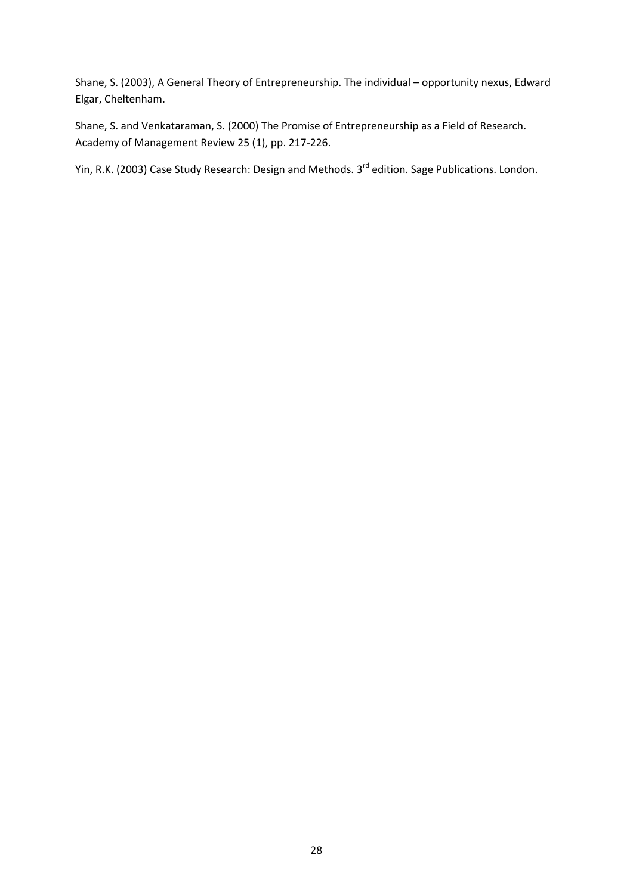Shane, S. (2003), A General Theory of Entrepreneurship. The individual – opportunity nexus, Edward Elgar, Cheltenham.

Shane, S. and Venkataraman, S. (2000) The Promise of Entrepreneurship as a Field of Research. Academy of Management Review 25 (1), pp. 217-226.

Yin, R.K. (2003) Case Study Research: Design and Methods. 3rd edition. Sage Publications. London.